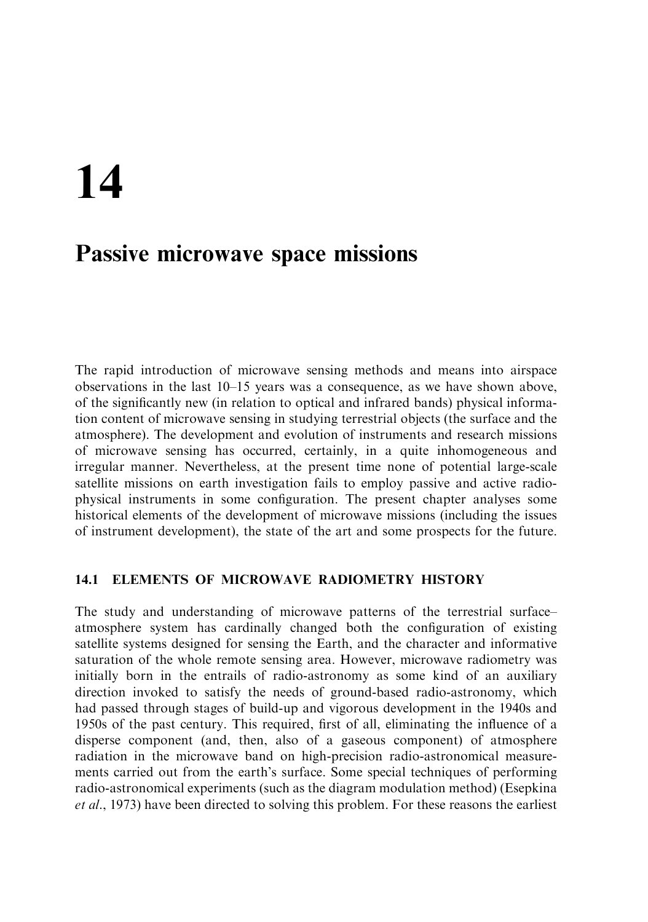# 14

# Passive microwave space missions

The rapid introduction of microwave sensing methods and means into airspace observations in the last 10–15 years was a consequence, as we have shown above, of the significantly new (in relation to optical and infrared bands) physical information content of microwave sensing in studying terrestrial objects (the surface and the atmosphere). The development and evolution of instruments and research missions of microwave sensing has occurred, certainly, in a quite inhomogeneous and irregular manner. Nevertheless, at the present time none of potential large-scale satellite missions on earth investigation fails to employ passive and active radiophysical instruments in some configuration. The present chapter analyses some historical elements of the development of microwave missions (including the issues of instrument development), the state of the art and some prospects for the future.

## 14.1 ELEMENTS OF MICROWAVE RADIOMETRY HISTORY

The study and understanding of microwave patterns of the terrestrial surface–atmosphere system has cardinally changed both the configuration of existing satellite systems designed for sensing the Earth, and the character and informative saturation of the whole remote sensing area. However, microwave radiometry was initially born in the entrails of radio-astronomy as some kind of an auxiliary direction invoked to satisfy the needs of ground-based radio-astronomy, which had passed through stages of build-up and vigorous development in the 1940s and 1950s of the past century. This required, first of all, eliminating the influence of a disperse component (and, then, also of a gaseous component) of atmosphere radiation in the microwave band on high-precision radio-astronomical measurements carried out from the earth's surface. Some special techniques of performing radio-astronomical experiments (such as the diagram modulation method) (Esepkina *et al.*, 1973) have been directed to solving this problem. For these reasons the earliest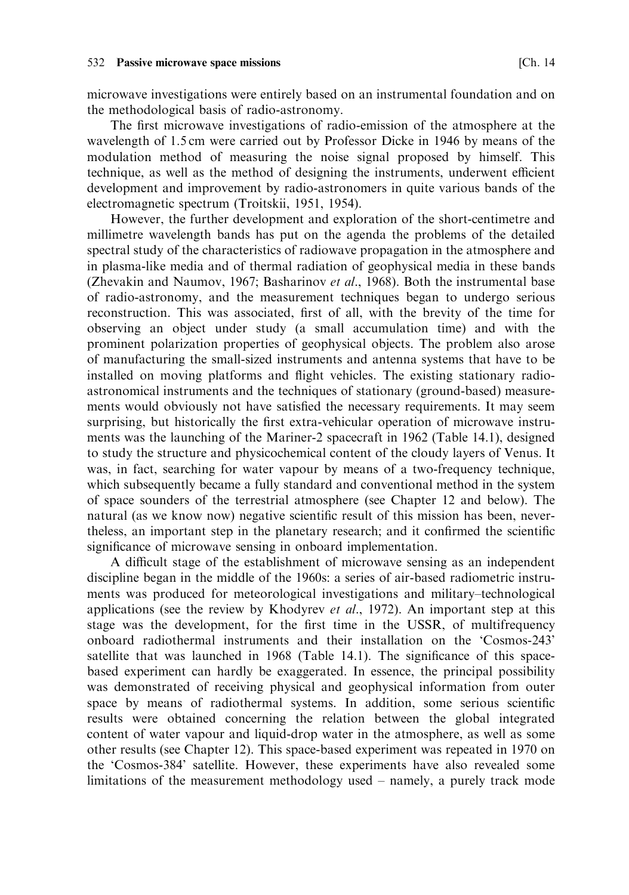microwave investigations were entirely based on an instrumental foundation and on the methodological basis of radio-astronomy.

The first microwave investigations of radio-emission of the atmosphere at the wavelength of 1.5 cm were carried out by Professor Dicke in 1946 by means of the modulation method of measuring the noise signal proposed by himself. This technique, as well as the method of designing the instruments, underwent efficient development and improvement by radio-astronomers in quite various bands of the electromagnetic spectrum (Troitskii, 1951, 1954).

However, the further development and exploration of the short-centimetre and millimetre wavelength bands has put on the agenda the problems of the detailed spectral study of the characteristics of radiowave propagation in the atmosphere and in plasma-like media and of thermal radiation of geophysical media in these bands (Zhevakin and Naumov, 1967; Basharinov *et al*., 1968). Both the instrumental base of radio-astronomy, and the measurement techniques began to undergo serious reconstruction. This was associated, first of all, with the brevity of the time for observing an object under study (a small accumulation time) and with the prominent polarization properties of geophysical objects. The problem also arose of manufacturing the small-sized instruments and antenna systems that have to be installed on moving platforms and flight vehicles. The existing stationary radio-astronomical instruments and the techniques of stationary (ground-based) measurements would obviously not have satisfied the necessary requirements. It may seem surprising, but historically the first extra-vehicular operation of microwave instruments was the launching of the Mariner-2 spacecraft in 1962 (Table 14.1), designed to study the structure and physicochemical content of the cloudy layers of Venus. It was, in fact, searching for water vapour by means of a two-frequency technique, which subsequently became a fully standard and conventional method in the system of space sounders of the terrestrial atmosphere (see Chapter 12 and below). The natural (as we know now) negative scientific result of this mission has been, nevertheless, an important step in the planetary research; and it confirmed the scientific significance of microwave sensing in onboard implementation.

A difficult stage of the establishment of microwave sensing as an independent discipline began in the middle of the 1960s: a series of air-based radiometric instruments was produced for meteorological investigations and military–technological applications (see the review by Khodyrev *et al*., 1972). An important step at this stage was the development, for the first time in the USSR, of multifrequency onboard radiothermal instruments and their installation on the 'Cosmos-243' satellite that was launched in 1968 (Table 14.1). The significance of this space-based experiment can hardly be exaggerated. In essence, the principal possibility was demonstrated of receiving physical and geophysical information from outer space by means of radiothermal systems. In addition, some serious scientific results were obtained concerning the relation between the global integrated content of water vapour and liquid-drop water in the atmosphere, as well as some other results (see Chapter 12). This space-based experiment was repeated in 1970 on the 'Cosmos-384' satellite. However, these experiments have also revealed some limitations of the measurement methodology used – namely, a purely track mode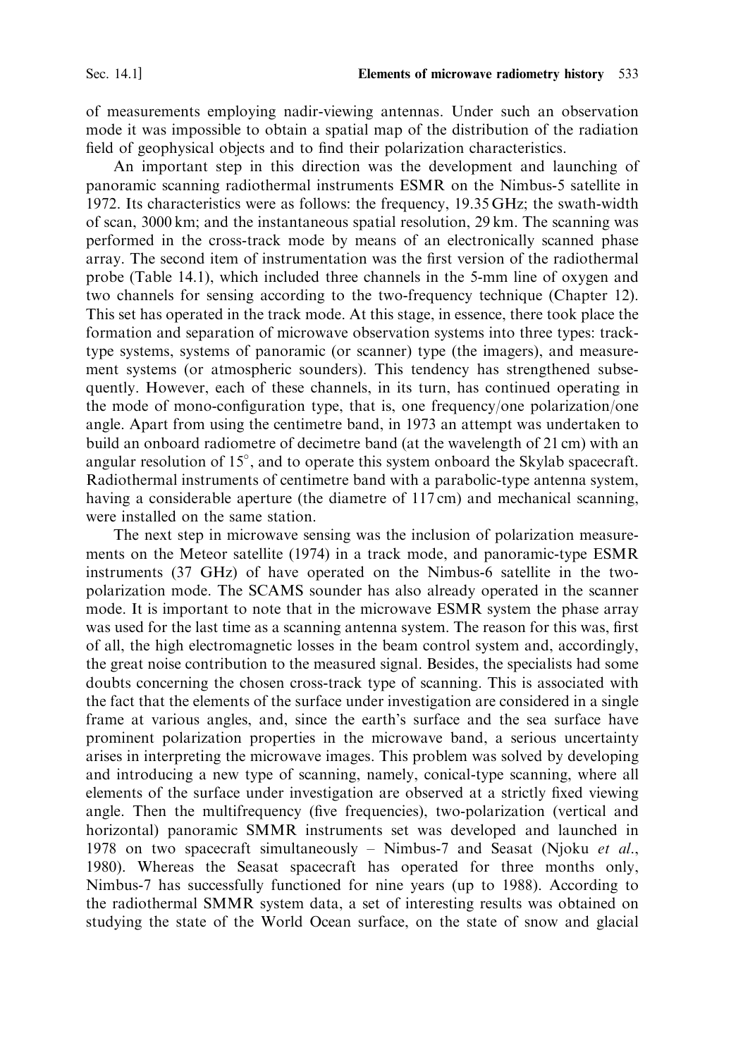of measurements employing nadir-viewing antennas. Under such an observation mode it was impossible to obtain a spatial map of the distribution of the radiation field of geophysical objects and to find their polarization characteristics.

An important step in this direction was the development and launching of panoramic scanning radiothermal instruments ESMR on the Nimbus-5 satellite in 1972. Its characteristics were as follows: the frequency, 19.35 GHz; the swath-width of scan, 3000 km; and the instantaneous spatial resolution, 29 km. The scanning was performed in the cross-track mode by means of an electronically scanned phase array. The second item of instrumentation was the first version of the radiothermal probe (Table 14.1), which included three channels in the 5-mm line of oxygen and two channels for sensing according to the two-frequency technique (Chapter 12). This set has operated in the track mode. At this stage, in essence, there took place the formation and separation of microwave observation systems into three types: track-type systems, systems of panoramic (or scanner) type (the imagers), and measurement systems (or atmospheric sounders). This tendency has strengthened subsequently. However, each of these channels, in its turn, has continued operating in the mode of mono-configuration type, that is, one frequency/one polarization/one angle. Apart from using the centimetre band, in 1973 an attempt was undertaken to build an onboard radiometre of decimetre band (at the wavelength of 21 cm) with an angular resolution of 15°, and to operate this system onboard the Skylab spacecraft. Radiothermal instruments of centimetre band with a parabolic-type antenna system, having a considerable aperture (the diametre of 117 cm) and mechanical scanning, were installed on the same station.

The next step in microwave sensing was the inclusion of polarization measurements on the Meteor satellite (1974) in a track mode, and panoramic-type ESMR instruments (37 GHz) of have operated on the Nimbus-6 satellite in the two-polarization mode. The SCAMS sounder has also already operated in the scanner mode. It is important to note that in the microwave ESMR system the phase array was used for the last time as a scanning antenna system. The reason for this was, first of all, the high electromagnetic losses in the beam control system and, accordingly, the great noise contribution to the measured signal. Besides, the specialists had some doubts concerning the chosen cross-track type of scanning. This is associated with the fact that the elements of the surface under investigation are considered in a single frame at various angles, and, since the earth's surface and the sea surface have prominent polarization properties in the microwave band, a serious uncertainty arises in interpreting the microwave images. This problem was solved by developing and introducing a new type of scanning, namely, conical-type scanning, where all elements of the surface under investigation are observed at a strictly fixed viewing angle. Then the multifrequency (five frequencies), two-polarization (vertical and horizontal) panoramic SMMR instruments set was developed and launched in 1978 on two spacecraft simultaneously – Nimbus-7 and Seasat (Njoku *et al.*, 1980). Whereas the Seasat spacecraft has operated for three months only, Nimbus-7 has successfully functioned for nine years (up to 1988). According to the radiothermal SMMR system data, a set of interesting results was obtained on studying the state of the World Ocean surface, on the state of snow and glacial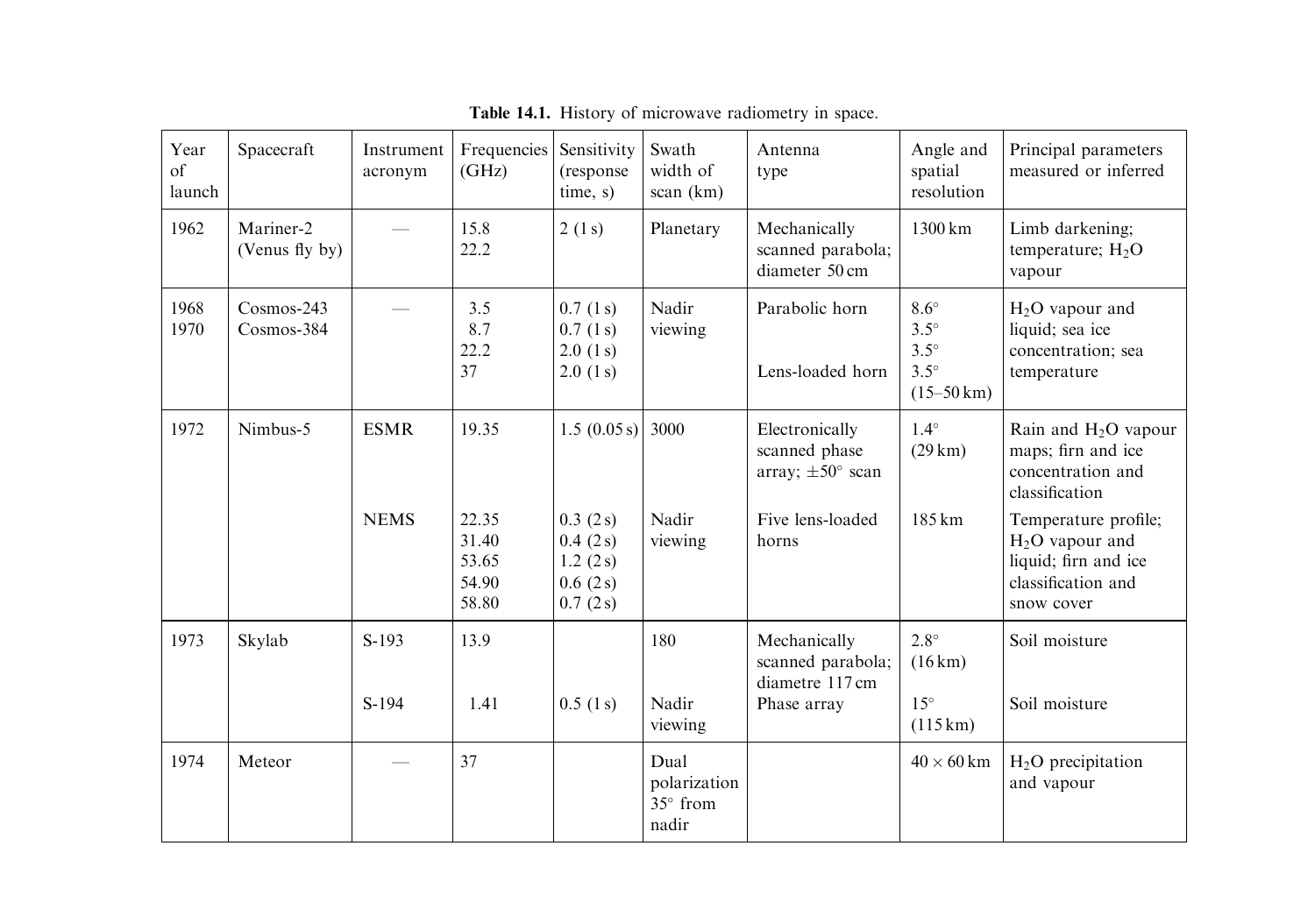**Table 14.1.** History of microwave radiometry in space.

| Year of launch | Spacecraft | Instrument acronym | Frequencies (GHz) | Sensitivity (response time, s) | Swath width of scan (km) | Antenna type | Angle and spatial resolution | Principal parameters measured or inferred |
|---|---|---|---|---|---|---|---|---|
| 1962 | Mariner-2 (Venus fly by) | — | 15.8<br>22.2 | 2 (1 s) | Planetary | Mechanically scanned parabola; diameter 50 cm | 1300 km | Limb darkening; temperature; $H_2O$ vapour |
| 1968<br>1970 | Cosmos-243<br>Cosmos-384 | — | 3.5<br>8.7<br>22.2<br>37 | 0.7 (1 s)<br>0.7 (1 s)<br>2.0 (1 s)<br>2.0 (1 s) | Nadir viewing | Parabolic horn<br><br><br>Lens-loaded horn | 8.6°<br>3.5°<br>3.5°<br>3.5°<br>(15–50 km) | $H_2O$ vapour and liquid; sea ice concentration; sea temperature |
| 1972 | Nimbus-5 | ESMR | 19.35 | 1.5 (0.05 s) | 3000 | Electronically scanned phase array; ±50° scan | 1.4°<br>(29 km) | Rain and $H_2O$ vapour maps; firn and ice concentration and classification |
| | | NEMS | 22.35<br>31.40<br>53.65<br>54.90<br>58.80 | 0.3 (2 s)<br>0.4 (2 s)<br>1.2 (2 s)<br>0.6 (2 s)<br>0.7 (2 s) | Nadir viewing | Five lens-loaded horns | 185 km | Temperature profile; $H_2O$ vapour and liquid; firn and ice classification and snow cover |
| 1973 | Skylab | S-193 | 13.9 | | 180 | Mechanically scanned parabola; diametre 117 cm | 2.8°<br>(16 km) | Soil moisture |
| | | S-194 | 1.41 | 0.5 (1 s) | Nadir viewing | Phase array | 15°<br>(115 km) | Soil moisture |
| 1974 | Meteor | — | 37 | | Dual polarization 35° from nadir | | 40 × 60 km | $H_2O$ precipitation and vapour |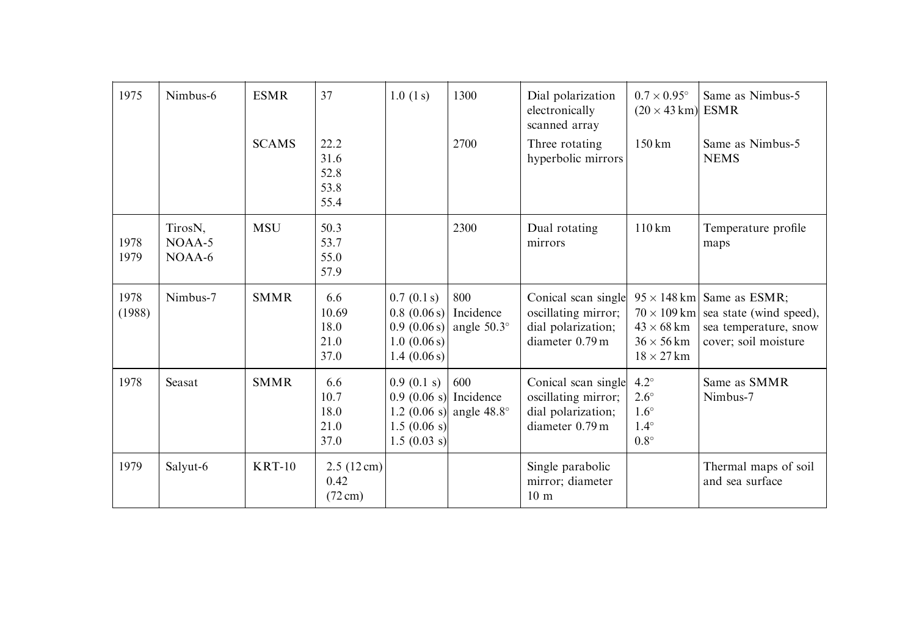| | | | | | | | | |
|---|---|---|---|---|---|---|---|---|
| 1975 | Nimbus-6 | ESMR | 37 | 1.0 (1 s) | 1300 | Dial polarization electronically scanned array | $0.7 \times 0.95^\circ$ ($20 \times 43$ km) | Same as Nimbus-5 ESMR |
| | | SCAMS | 22.2<br>31.6<br>52.8<br>53.8<br>55.4 | | 2700 | Three rotating hyperbolic mirrors | 150 km | Same as Nimbus-5 NEMS |
| 1978<br>1979 | TirosN,<br>NOAA-5<br>NOAA-6 | MSU | 50.3<br>53.7<br>55.0<br>57.9 | | 2300 | Dual rotating mirrors | 110 km | Temperature profile maps |
| 1978<br>(1988) | Nimbus-7 | SMMR | 6.6<br>10.69<br>18.0<br>21.0<br>37.0 | 0.7 (0.1 s)<br>0.8 (0.06 s)<br>0.9 (0.06 s)<br>1.0 (0.06 s)<br>1.4 (0.06 s) | 800<br>Incidence angle 50.3° | Conical scan single oscillating mirror; dial polarization; diameter 0.79 m | $95 \times 148$ km<br>$70 \times 109$ km<br>$43 \times 68$ km<br>$36 \times 56$ km<br>$18 \times 27$ km | Same as ESMR; sea state (wind speed), sea temperature, snow cover; soil moisture |
| 1978 | Seasat | SMMR | 6.6<br>10.7<br>18.0<br>21.0<br>37.0 | 0.9 (0.1 s)<br>0.9 (0.06 s)<br>1.2 (0.06 s)<br>1.5 (0.06 s)<br>1.5 (0.03 s) | 600<br>Incidence angle 48.8° | Conical scan single oscillating mirror; dial polarization; diameter 0.79 m | 4.2°<br>2.6°<br>1.6°<br>1.4°<br>0.8° | Same as SMMR Nimbus-7 |
| 1979 | Salyut-6 | KRT-10 | 2.5 (12 cm)<br>0.42<br>(72 cm) | | | Single parabolic mirror; diameter 10 m | | Thermal maps of soil and sea surface |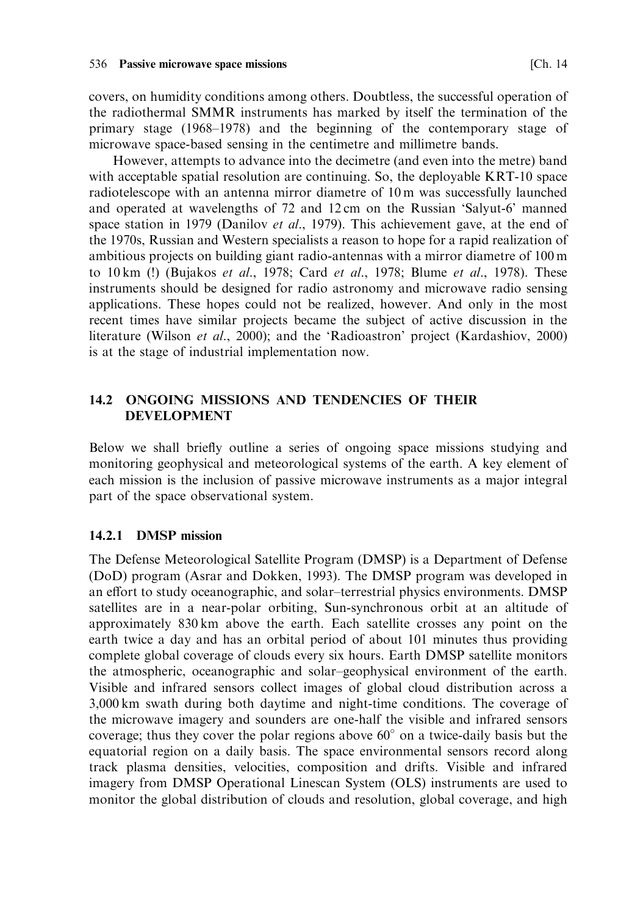covers, on humidity conditions among others. Doubtless, the successful operation of the radiothermal SMMR instruments has marked by itself the termination of the primary stage (1968–1978) and the beginning of the contemporary stage of microwave space-based sensing in the centimetre and millimetre bands.

However, attempts to advance into the decimetre (and even into the metre) band with acceptable spatial resolution are continuing. So, the deployable KRT-10 space radiotelescope with an antenna mirror diametre of 10 m was successfully launched and operated at wavelengths of 72 and 12 cm on the Russian 'Salyut-6' manned space station in 1979 (Danilov *et al*., 1979). This achievement gave, at the end of the 1970s, Russian and Western specialists a reason to hope for a rapid realization of ambitious projects on building giant radio-antennas with a mirror diametre of 100 m to 10 km (!) (Bujakos *et al*., 1978; Card *et al*., 1978; Blume *et al*., 1978). These instruments should be designed for radio astronomy and microwave radio sensing applications. These hopes could not be realized, however. And only in the most recent times have similar projects became the subject of active discussion in the literature (Wilson *et al*., 2000); and the 'Radioastron' project (Kardashiov, 2000) is at the stage of industrial implementation now.

## 14.2 ONGOING MISSIONS AND TENDENCIES OF THEIR DEVELOPMENT

Below we shall briefly outline a series of ongoing space missions studying and monitoring geophysical and meteorological systems of the earth. A key element of each mission is the inclusion of passive microwave instruments as a major integral part of the space observational system.

### 14.2.1 DMSP mission

The Defense Meteorological Satellite Program (DMSP) is a Department of Defense (DoD) program (Asrar and Dokken, 1993). The DMSP program was developed in an effort to study oceanographic, and solar–terrestrial physics environments. DMSP satellites are in a near-polar orbiting, Sun-synchronous orbit at an altitude of approximately 830 km above the earth. Each satellite crosses any point on the earth twice a day and has an orbital period of about 101 minutes thus providing complete global coverage of clouds every six hours. Earth DMSP satellite monitors the atmospheric, oceanographic and solar–geophysical environment of the earth. Visible and infrared sensors collect images of global cloud distribution across a 3,000 km swath during both daytime and night-time conditions. The coverage of the microwave imagery and sounders are one-half the visible and infrared sensors coverage; thus they cover the polar regions above 60° on a twice-daily basis but the equatorial region on a daily basis. The space environmental sensors record along track plasma densities, velocities, composition and drifts. Visible and infrared imagery from DMSP Operational Linescan System (OLS) instruments are used to monitor the global distribution of clouds and resolution, global coverage, and high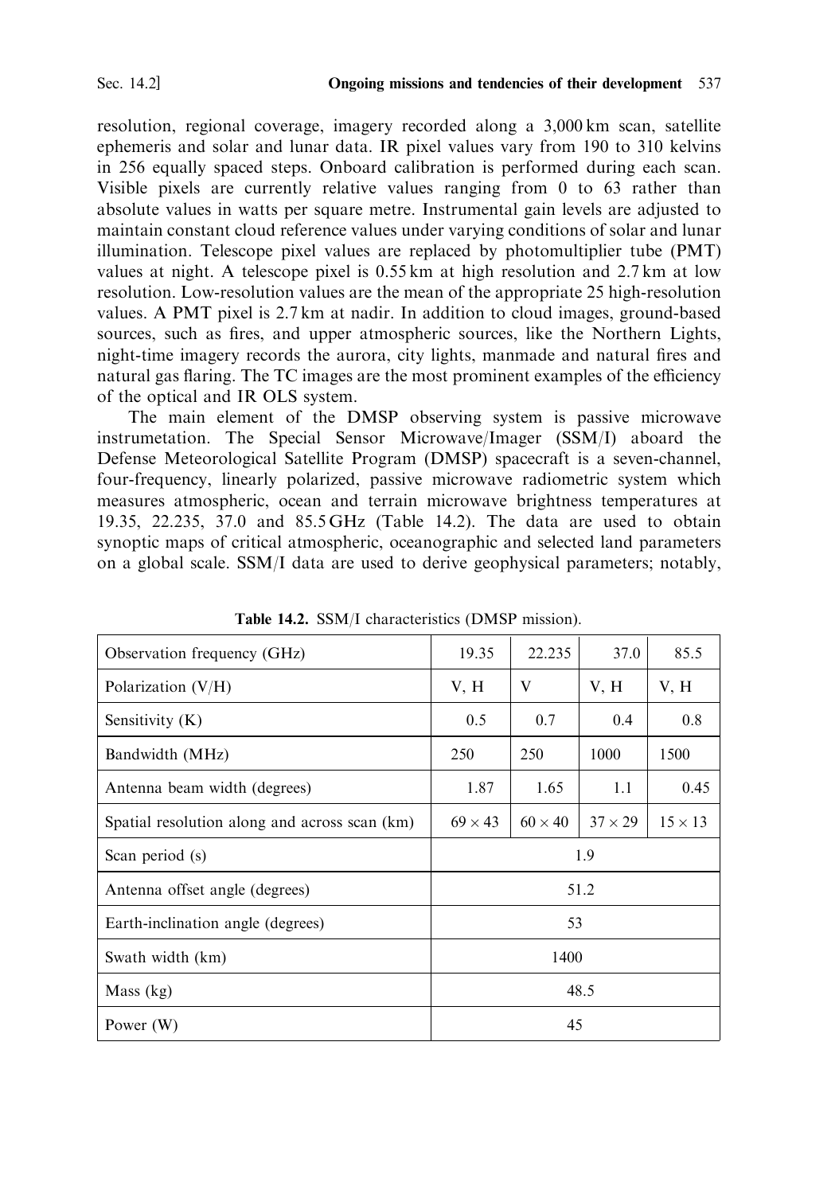resolution, regional coverage, imagery recorded along a 3,000 km scan, satellite ephemeris and solar and lunar data. IR pixel values vary from 190 to 310 kelvins in 256 equally spaced steps. Onboard calibration is performed during each scan. Visible pixels are currently relative values ranging from 0 to 63 rather than absolute values in watts per square metre. Instrumental gain levels are adjusted to maintain constant cloud reference values under varying conditions of solar and lunar illumination. Telescope pixel values are replaced by photomultiplier tube (PMT) values at night. A telescope pixel is 0.55 km at high resolution and 2.7 km at low resolution. Low-resolution values are the mean of the appropriate 25 high-resolution values. A PMT pixel is 2.7 km at nadir. In addition to cloud images, ground-based sources, such as fires, and upper atmospheric sources, like the Northern Lights, night-time imagery records the aurora, city lights, manmade and natural fires and natural gas flaring. The TC images are the most prominent examples of the efficiency of the optical and IR OLS system.

The main element of the DMSP observing system is passive microwave instrumetation. The Special Sensor Microwave/Imager (SSM/I) aboard the Defense Meteorological Satellite Program (DMSP) spacecraft is a seven-channel, four-frequency, linearly polarized, passive microwave radiometric system which measures atmospheric, ocean and terrain microwave brightness temperatures at 19.35, 22.235, 37.0 and 85.5 GHz (Table 14.2). The data are used to obtain synoptic maps of critical atmospheric, oceanographic and selected land parameters on a global scale. SSM/I data are used to derive geophysical parameters; notably,

**Table 14.2.** SSM/I characteristics (DMSP mission).

| Observation frequency (GHz) | 19.35 | 22.235 | 37.0 | 85.5 |
|---|---|---|---|---|
| Polarization (V/H) | V, H | V | V, H | V, H |
| Sensitivity (K) | 0.5 | 0.7 | 0.4 | 0.8 |
| Bandwidth (MHz) | 250 | 250 | 1000 | 1500 |
| Antenna beam width (degrees) | 1.87 | 1.65 | 1.1 | 0.45 |
| Spatial resolution along and across scan (km) | $69 \times 43$ | $60 \times 40$ | $37 \times 29$ | $15 \times 13$ |
| Scan period (s) | 1.9 | | | |
| Antenna offset angle (degrees) | 51.2 | | | |
| Earth-inclination angle (degrees) | 53 | | | |
| Swath width (km) | 1400 | | | |
| Mass (kg) | 48.5 | | | |
| Power (W) | 45 | | | |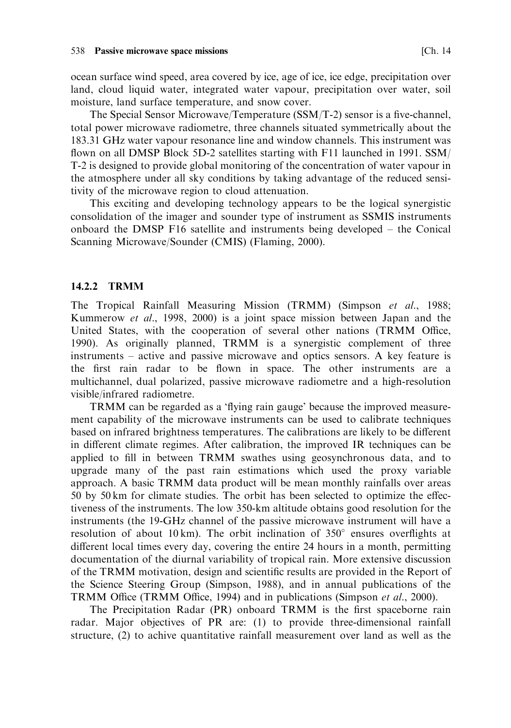ocean surface wind speed, area covered by ice, age of ice, ice edge, precipitation over land, cloud liquid water, integrated water vapour, precipitation over water, soil moisture, land surface temperature, and snow cover.

The Special Sensor Microwave/Temperature (SSM/T-2) sensor is a five-channel, total power microwave radiometre, three channels situated symmetrically about the 183.31 GHz water vapour resonance line and window channels. This instrument was flown on all DMSP Block 5D-2 satellites starting with F11 launched in 1991. SSM/T-2 is designed to provide global monitoring of the concentration of water vapour in the atmosphere under all sky conditions by taking advantage of the reduced sensitivity of the microwave region to cloud attenuation.

This exciting and developing technology appears to be the logical synergistic consolidation of the imager and sounder type of instrument as SSMIS instruments onboard the DMSP F16 satellite and instruments being developed – the Conical Scanning Microwave/Sounder (CMIS) (Flaming, 2000).

### 14.2.2 TRMM

The Tropical Rainfall Measuring Mission (TRMM) (Simpson *et al.*, 1988; Kummerow *et al.*, 1998, 2000) is a joint space mission between Japan and the United States, with the cooperation of several other nations (TRMM Office, 1990). As originally planned, TRMM is a synergistic complement of three instruments – active and passive microwave and optics sensors. A key feature is the first rain radar to be flown in space. The other instruments are a multichannel, dual polarized, passive microwave radiometre and a high-resolution visible/infrared radiometre.

TRMM can be regarded as a 'flying rain gauge' because the improved measurement capability of the microwave instruments can be used to calibrate techniques based on infrared brightness temperatures. The calibrations are likely to be different in different climate regimes. After calibration, the improved IR techniques can be applied to fill in between TRMM swathes using geosynchronous data, and to upgrade many of the past rain estimations which used the proxy variable approach. A basic TRMM data product will be mean monthly rainfalls over areas 50 by 50 km for climate studies. The orbit has been selected to optimize the effectiveness of the instruments. The low 350-km altitude obtains good resolution for the instruments (the 19-GHz channel of the passive microwave instrument will have a resolution of about 10 km). The orbit inclination of 350° ensures overflights at different local times every day, covering the entire 24 hours in a month, permitting documentation of the diurnal variability of tropical rain. More extensive discussion of the TRMM motivation, design and scientific results are provided in the Report of the Science Steering Group (Simpson, 1988), and in annual publications of the TRMM Office (TRMM Office, 1994) and in publications (Simpson *et al.*, 2000).

The Precipitation Radar (PR) onboard TRMM is the first spaceborne rain radar. Major objectives of PR are: (1) to provide three-dimensional rainfall structure, (2) to achive quantitative rainfall measurement over land as well as the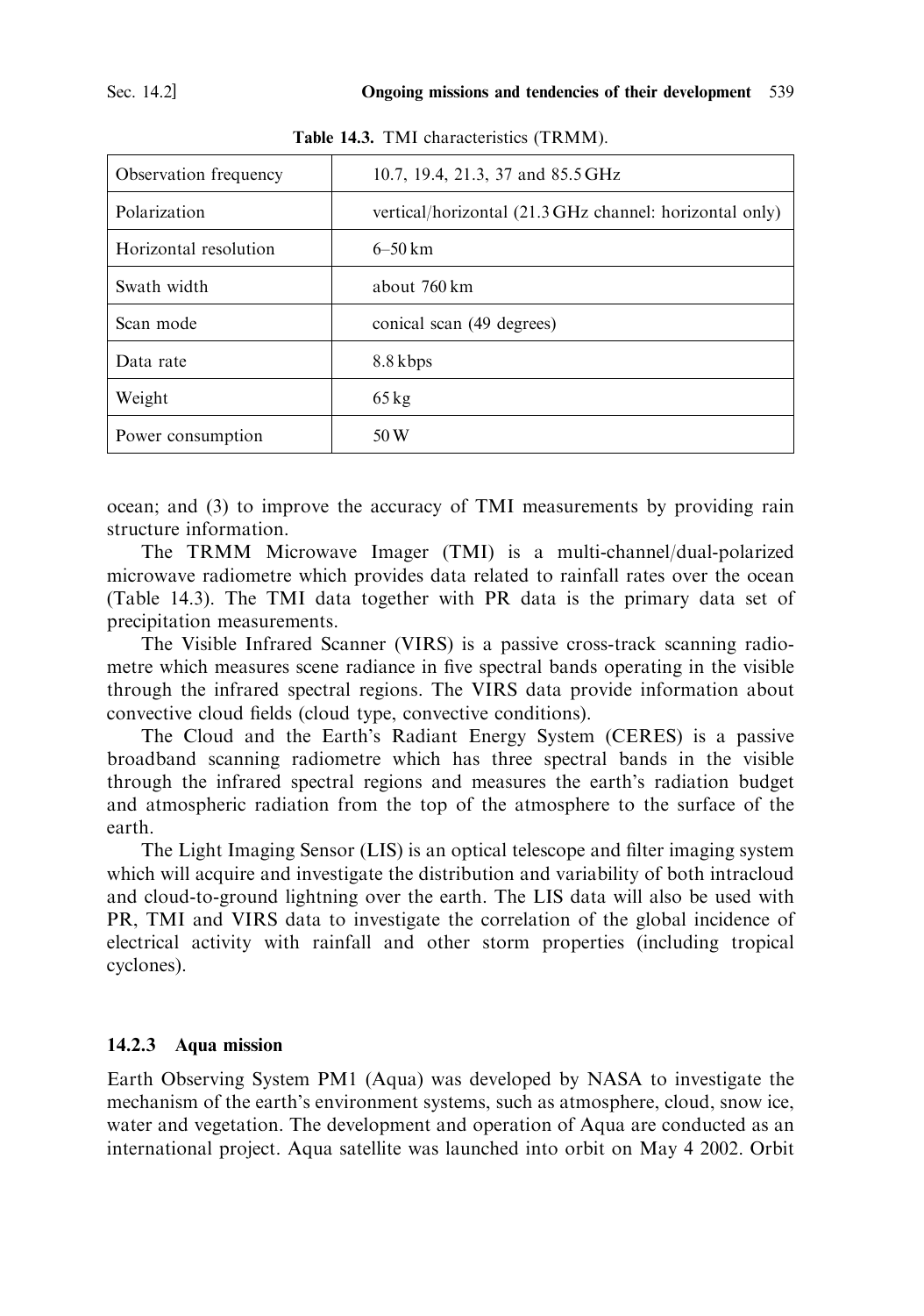Table 14.3. TMI characteristics (TRMM).

| Observation frequency | 10.7, 19.4, 21.3, 37 and 85.5 GHz |
|---|---|
| Polarization | vertical/horizontal (21.3 GHz channel: horizontal only) |
| Horizontal resolution | 6–50 km |
| Swath width | about 760 km |
| Scan mode | conical scan (49 degrees) |
| Data rate | 8.8 kbps |
| Weight | 65 kg |
| Power consumption | 50 W |

ocean; and (3) to improve the accuracy of TMI measurements by providing rain structure information.

The TRMM Microwave Imager (TMI) is a multi-channel/dual-polarized microwave radiometre which provides data related to rainfall rates over the ocean (Table 14.3). The TMI data together with PR data is the primary data set of precipitation measurements.

The Visible Infrared Scanner (VIRS) is a passive cross-track scanning radiometre which measures scene radiance in five spectral bands operating in the visible through the infrared spectral regions. The VIRS data provide information about convective cloud fields (cloud type, convective conditions).

The Cloud and the Earth's Radiant Energy System (CERES) is a passive broadband scanning radiometre which has three spectral bands in the visible through the infrared spectral regions and measures the earth's radiation budget and atmospheric radiation from the top of the atmosphere to the surface of the earth.

The Light Imaging Sensor (LIS) is an optical telescope and filter imaging system which will acquire and investigate the distribution and variability of both intracloud and cloud-to-ground lightning over the earth. The LIS data will also be used with PR, TMI and VIRS data to investigate the correlation of the global incidence of electrical activity with rainfall and other storm properties (including tropical cyclones).

### 14.2.3 Aqua mission

Earth Observing System PM1 (Aqua) was developed by NASA to investigate the mechanism of the earth's environment systems, such as atmosphere, cloud, snow ice, water and vegetation. The development and operation of Aqua are conducted as an international project. Aqua satellite was launched into orbit on May 4 2002. Orbit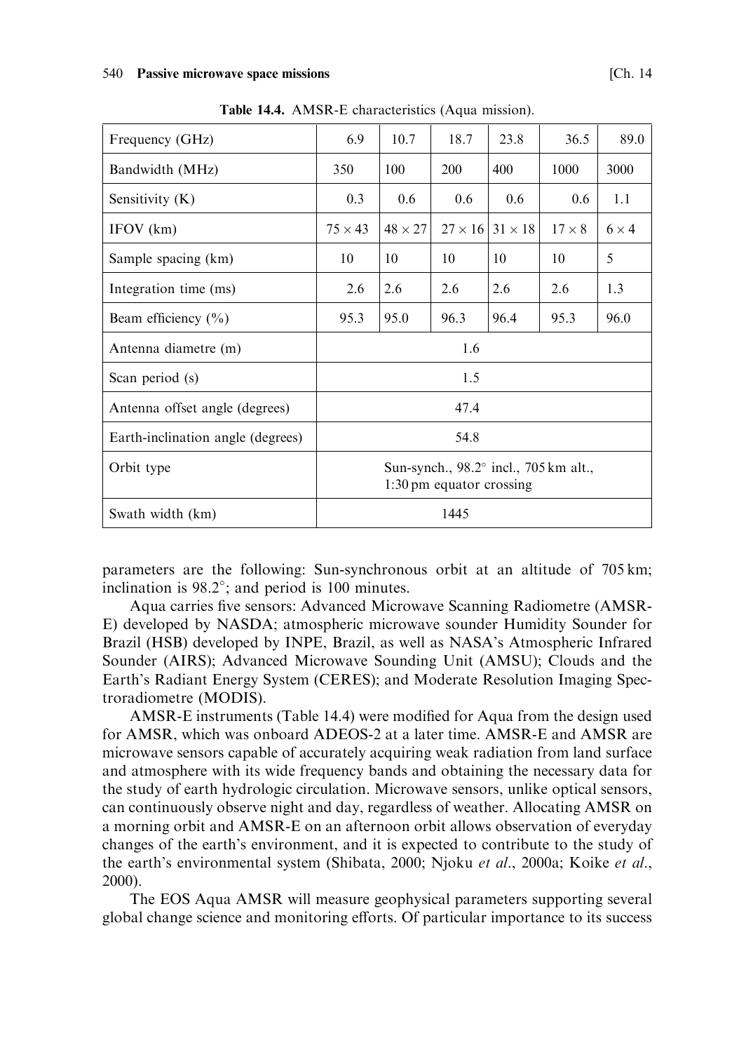**Table 14.4.** AMSR-E characteristics (Aqua mission).

| Frequency (GHz) | 6.9 | 10.7 | 18.7 | 23.8 | 36.5 | 89.0 |
|---|---|---|---|---|---|---|
| Bandwidth (MHz) | 350 | 100 | 200 | 400 | 1000 | 3000 |
| Sensitivity (K) | 0.3 | 0.6 | 0.6 | 0.6 | 0.6 | 1.1 |
| IFOV (km) | $75 \times 43$ | $48 \times 27$ | $27 \times 16$ | $31 \times 18$ | $17 \times 8$ | $6 \times 4$ |
| Sample spacing (km) | 10 | 10 | 10 | 10 | 10 | 5 |
| Integration time (ms) | 2.6 | 2.6 | 2.6 | 2.6 | 2.6 | 1.3 |
| Beam efficiency (%) | 95.3 | 95.0 | 96.3 | 96.4 | 95.3 | 96.0 |
| Antenna diametre (m) | 1.6 | | | | | |
| Scan period (s) | 1.5 | | | | | |
| Antenna offset angle (degrees) | 47.4 | | | | | |
| Earth-inclination angle (degrees) | 54.8 | | | | | |
| Orbit type | Sun-synch., 98.2° incl., 705 km alt., 1:30 pm equator crossing | | | | | |
| Swath width (km) | 1445 | | | | | |

parameters are the following: Sun-synchronous orbit at an altitude of 705 km; inclination is 98.2°; and period is 100 minutes.

Aqua carries five sensors: Advanced Microwave Scanning Radiometre (AMSR-E) developed by NASDA; atmospheric microwave sounder Humidity Sounder for Brazil (HSB) developed by INPE, Brazil, as well as NASA's Atmospheric Infrared Sounder (AIRS); Advanced Microwave Sounding Unit (AMSU); Clouds and the Earth's Radiant Energy System (CERES); and Moderate Resolution Imaging Spectroradiometre (MODIS).

AMSR-E instruments (Table 14.4) were modified for Aqua from the design used for AMSR, which was onboard ADEOS-2 at a later time. AMSR-E and AMSR are microwave sensors capable of accurately acquiring weak radiation from land surface and atmosphere with its wide frequency bands and obtaining the necessary data for the study of earth hydrologic circulation. Microwave sensors, unlike optical sensors, can continuously observe night and day, regardless of weather. Allocating AMSR on a morning orbit and AMSR-E on an afternoon orbit allows observation of everyday changes of the earth's environment, and it is expected to contribute to the study of the earth's environmental system (Shibata, 2000; Njoku *et al*., 2000a; Koike *et al*., 2000).

The EOS Aqua AMSR will measure geophysical parameters supporting several global change science and monitoring efforts. Of particular importance to its success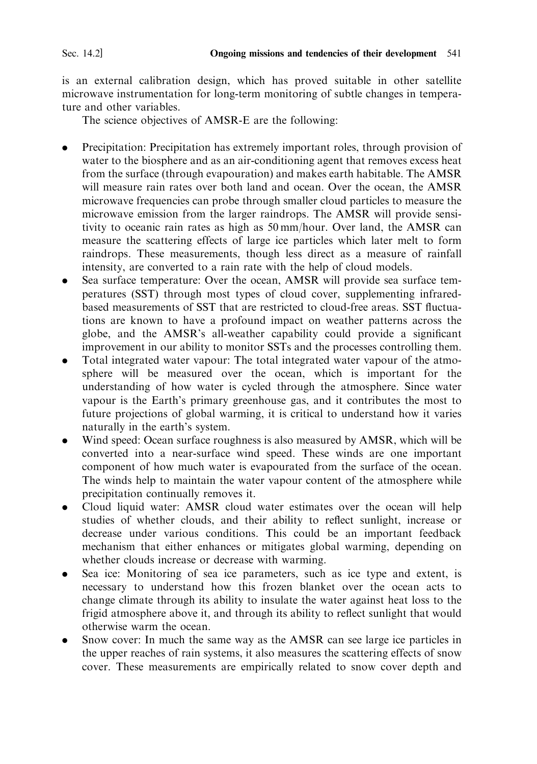is an external calibration design, which has proved suitable in other satellite microwave instrumentation for long-term monitoring of subtle changes in temperature and other variables.

The science objectives of AMSR-E are the following:

- Precipitation: Precipitation has extremely important roles, through provision of water to the biosphere and as an air-conditioning agent that removes excess heat from the surface (through evapouration) and makes earth habitable. The AMSR will measure rain rates over both land and ocean. Over the ocean, the AMSR microwave frequencies can probe through smaller cloud particles to measure the microwave emission from the larger raindrops. The AMSR will provide sensitivity to oceanic rain rates as high as 50 mm/hour. Over land, the AMSR can measure the scattering effects of large ice particles which later melt to form raindrops. These measurements, though less direct as a measure of rainfall intensity, are converted to a rain rate with the help of cloud models.
- Sea surface temperature: Over the ocean, AMSR will provide sea surface temperatures (SST) through most types of cloud cover, supplementing infrared-based measurements of SST that are restricted to cloud-free areas. SST fluctuations are known to have a profound impact on weather patterns across the globe, and the AMSR's all-weather capability could provide a significant improvement in our ability to monitor SSTs and the processes controlling them.
- Total integrated water vapour: The total integrated water vapour of the atmosphere will be measured over the ocean, which is important for the understanding of how water is cycled through the atmosphere. Since water vapour is the Earth's primary greenhouse gas, and it contributes the most to future projections of global warming, it is critical to understand how it varies naturally in the earth's system.
- Wind speed: Ocean surface roughness is also measured by AMSR, which will be converted into a near-surface wind speed. These winds are one important component of how much water is evapourated from the surface of the ocean. The winds help to maintain the water vapour content of the atmosphere while precipitation continually removes it.
- Cloud liquid water: AMSR cloud water estimates over the ocean will help studies of whether clouds, and their ability to reflect sunlight, increase or decrease under various conditions. This could be an important feedback mechanism that either enhances or mitigates global warming, depending on whether clouds increase or decrease with warming.
- Sea ice: Monitoring of sea ice parameters, such as ice type and extent, is necessary to understand how this frozen blanket over the ocean acts to change climate through its ability to insulate the water against heat loss to the frigid atmosphere above it, and through its ability to reflect sunlight that would otherwise warm the ocean.
- Snow cover: In much the same way as the AMSR can see large ice particles in the upper reaches of rain systems, it also measures the scattering effects of snow cover. These measurements are empirically related to snow cover depth and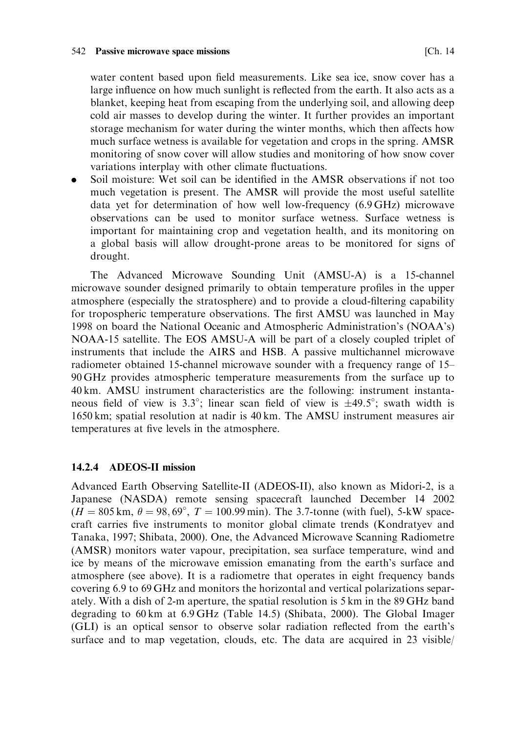water content based upon field measurements. Like sea ice, snow cover has a large influence on how much sunlight is reflected from the earth. It also acts as a blanket, keeping heat from escaping from the underlying soil, and allowing deep cold air masses to develop during the winter. It further provides an important storage mechanism for water during the winter months, which then affects how much surface wetness is available for vegetation and crops in the spring. AMSR monitoring of snow cover will allow studies and monitoring of how snow cover variations interplay with other climate fluctuations.

- Soil moisture: Wet soil can be identified in the AMSR observations if not too much vegetation is present. The AMSR will provide the most useful satellite data yet for determination of how well low-frequency (6.9 GHz) microwave observations can be used to monitor surface wetness. Surface wetness is important for maintaining crop and vegetation health, and its monitoring on a global basis will allow drought-prone areas to be monitored for signs of drought.

The Advanced Microwave Sounding Unit (AMSU-A) is a 15-channel microwave sounder designed primarily to obtain temperature profiles in the upper atmosphere (especially the stratosphere) and to provide a cloud-filtering capability for tropospheric temperature observations. The first AMSU was launched in May 1998 on board the National Oceanic and Atmospheric Administration's (NOAA's) NOAA-15 satellite. The EOS AMSU-A will be part of a closely coupled triplet of instruments that include the AIRS and HSB. A passive multichannel microwave radiometer obtained 15-channel microwave sounder with a frequency range of 15–90 GHz provides atmospheric temperature measurements from the surface up to 40 km. AMSU instrument characteristics are the following: instrument instantaneous field of view is $3.3^{\circ}$; linear scan field of view is $\pm 49.5^{\circ}$; swath width is 1650 km; spatial resolution at nadir is 40 km. The AMSU instrument measures air temperatures at five levels in the atmosphere.

### 14.2.4 ADEOS-II mission

Advanced Earth Observing Satellite-II (ADEOS-II), also known as Midori-2, is a Japanese (NASDA) remote sensing spacecraft launched December 14 2002 ($H = 805$ km, $\theta = 98, 69^{\circ}$, $T = 100.99$ min). The 3.7-tonne (with fuel), 5-kW spacecraft carries five instruments to monitor global climate trends (Kondratyev and Tanaka, 1997; Shibata, 2000). One, the Advanced Microwave Scanning Radiometre (AMSR) monitors water vapour, precipitation, sea surface temperature, wind and ice by means of the microwave emission emanating from the earth's surface and atmosphere (see above). It is a radiometre that operates in eight frequency bands covering 6.9 to 69 GHz and monitors the horizontal and vertical polarizations separately. With a dish of 2-m aperture, the spatial resolution is 5 km in the 89 GHz band degrading to 60 km at 6.9 GHz (Table 14.5) (Shibata, 2000). The Global Imager (GLI) is an optical sensor to observe solar radiation reflected from the earth's surface and to map vegetation, clouds, etc. The data are acquired in 23 visible/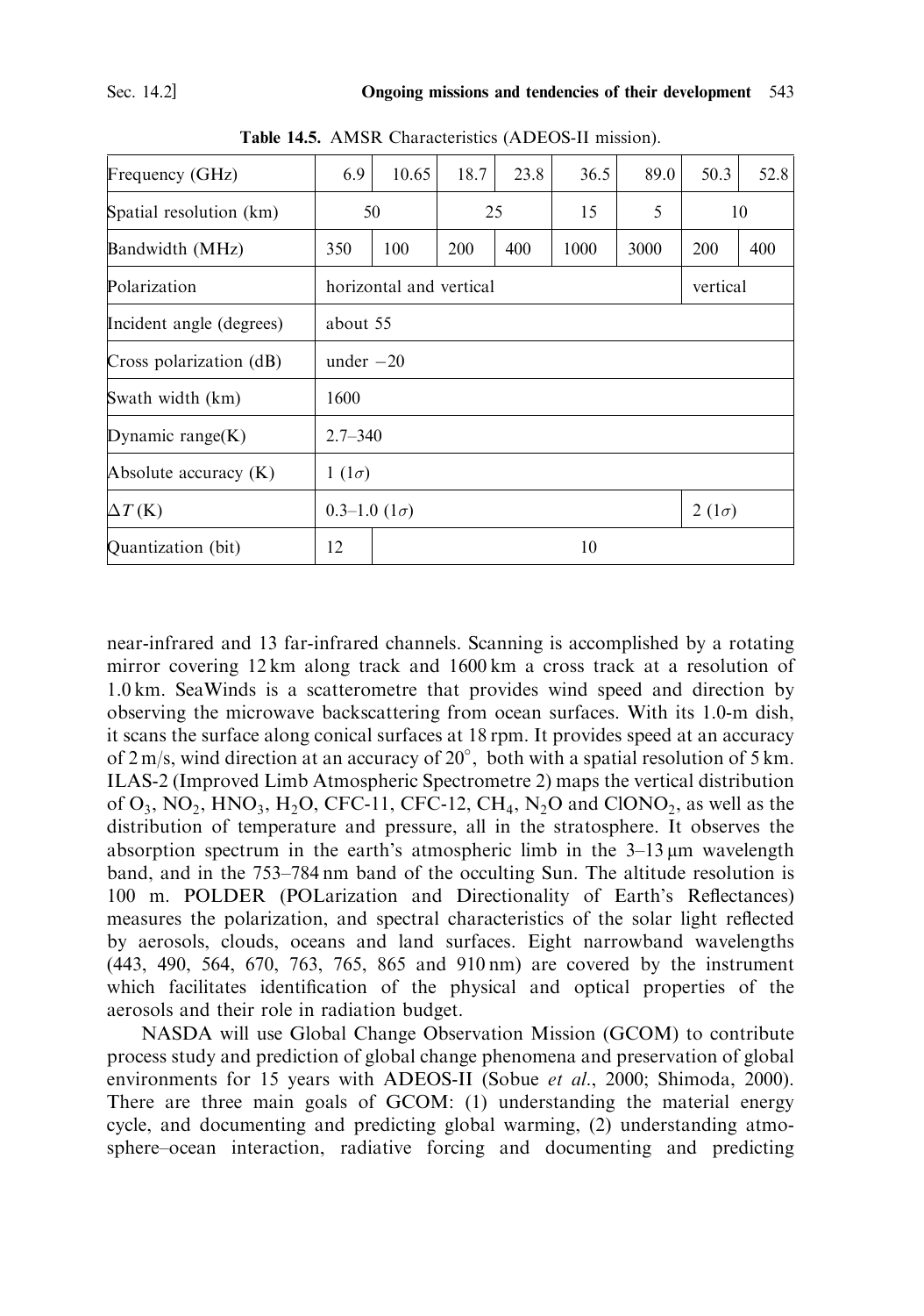**Table 14.5.** AMSR Characteristics (ADEOS-II mission).

| Frequency (GHz) | 6.9 | 10.65 | 18.7 | 23.8 | 36.5 | 89.0 | 50.3 | 52.8 |
|---|---|---|---|---|---|---|---|---|
| Spatial resolution (km) | 50 | | 25 | | 15 | 5 | 10 | |
| Bandwidth (MHz) | 350 | 100 | 200 | 400 | 1000 | 3000 | 200 | 400 |
| Polarization | horizontal and vertical | | | | | | vertical | |
| Incident angle (degrees) | about 55 | | | | | | | |
| Cross polarization (dB) | under −20 | | | | | | | |
| Swath width (km) | 1600 | | | | | | | |
| Dynamic range(K) | 2.7–340 | | | | | | | |
| Absolute accuracy (K) | 1 ($1\sigma$) | | | | | | | |
| $\Delta T$ (K) | 0.3–1.0 ($1\sigma$) | | | | | | 2 ($1\sigma$) | |
| Quantization (bit) | 12 | 10 | | | | | | |

near-infrared and 13 far-infrared channels. Scanning is accomplished by a rotating mirror covering 12 km along track and 1600 km a cross track at a resolution of 1.0 km. SeaWinds is a scatterometre that provides wind speed and direction by observing the microwave backscattering from ocean surfaces. With its 1.0-m dish, it scans the surface along conical surfaces at 18 rpm. It provides speed at an accuracy of 2 m/s, wind direction at an accuracy of 20°, both with a spatial resolution of 5 km. ILAS-2 (Improved Limb Atmospheric Spectrometre 2) maps the vertical distribution of $O_3$, $NO_2$, $HNO_3$, $H_2O$, CFC-11, CFC-12, $CH_4$, $N_2O$ and $ClONO_2$, as well as the distribution of temperature and pressure, all in the stratosphere. It observes the absorption spectrum in the earth's atmospheric limb in the 3–13 μm wavelength band, and in the 753–784 nm band of the occulting Sun. The altitude resolution is 100 m. POLDER (POLarization and Directionality of Earth's Reflectances) measures the polarization, and spectral characteristics of the solar light reflected by aerosols, clouds, oceans and land surfaces. Eight narrowband wavelengths (443, 490, 564, 670, 763, 765, 865 and 910 nm) are covered by the instrument which facilitates identification of the physical and optical properties of the aerosols and their role in radiation budget.

NASDA will use Global Change Observation Mission (GCOM) to contribute process study and prediction of global change phenomena and preservation of global environments for 15 years with ADEOS-II (Sobue *et al.*, 2000; Shimoda, 2000). There are three main goals of GCOM: (1) understanding the material energy cycle, and documenting and predicting global warming, (2) understanding atmosphere–ocean interaction, radiative forcing and documenting and predicting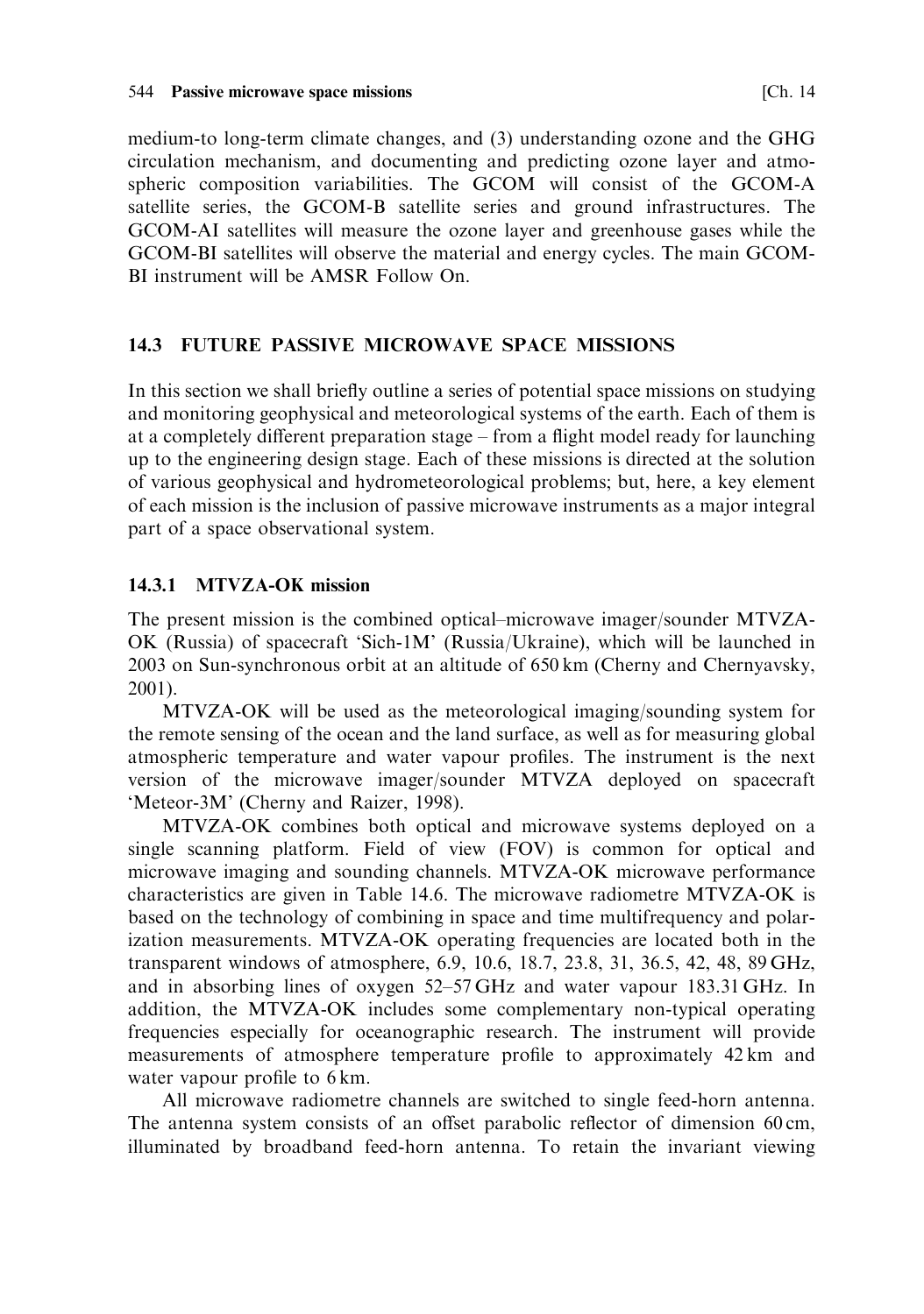medium-to long-term climate changes, and (3) understanding ozone and the GHG circulation mechanism, and documenting and predicting ozone layer and atmospheric composition variabilities. The GCOM will consist of the GCOM-A satellite series, the GCOM-B satellite series and ground infrastructures. The GCOM-AI satellites will measure the ozone layer and greenhouse gases while the GCOM-BI satellites will observe the material and energy cycles. The main GCOM-BI instrument will be AMSR Follow On.

## 14.3 FUTURE PASSIVE MICROWAVE SPACE MISSIONS

In this section we shall briefly outline a series of potential space missions on studying and monitoring geophysical and meteorological systems of the earth. Each of them is at a completely different preparation stage – from a flight model ready for launching up to the engineering design stage. Each of these missions is directed at the solution of various geophysical and hydrometeorological problems; but, here, a key element of each mission is the inclusion of passive microwave instruments as a major integral part of a space observational system.

### 14.3.1 MTVZA-OK mission

The present mission is the combined optical–microwave imager/sounder MTVZA-OK (Russia) of spacecraft 'Sich-1M' (Russia/Ukraine), which will be launched in 2003 on Sun-synchronous orbit at an altitude of 650 km (Cherny and Chernyavsky, 2001).

MTVZA-OK will be used as the meteorological imaging/sounding system for the remote sensing of the ocean and the land surface, as well as for measuring global atmospheric temperature and water vapour profiles. The instrument is the next version of the microwave imager/sounder MTVZA deployed on spacecraft 'Meteor-3M' (Cherny and Raizer, 1998).

MTVZA-OK combines both optical and microwave systems deployed on a single scanning platform. Field of view (FOV) is common for optical and microwave imaging and sounding channels. MTVZA-OK microwave performance characteristics are given in Table 14.6. The microwave radiometre MTVZA-OK is based on the technology of combining in space and time multifrequency and polarization measurements. MTVZA-OK operating frequencies are located both in the transparent windows of atmosphere, 6.9, 10.6, 18.7, 23.8, 31, 36.5, 42, 48, 89 GHz, and in absorbing lines of oxygen 52–57 GHz and water vapour 183.31 GHz. In addition, the MTVZA-OK includes some complementary non-typical operating frequencies especially for oceanographic research. The instrument will provide measurements of atmosphere temperature profile to approximately 42 km and water vapour profile to 6 km.

All microwave radiometre channels are switched to single feed-horn antenna. The antenna system consists of an offset parabolic reflector of dimension 60 cm, illuminated by broadband feed-horn antenna. To retain the invariant viewing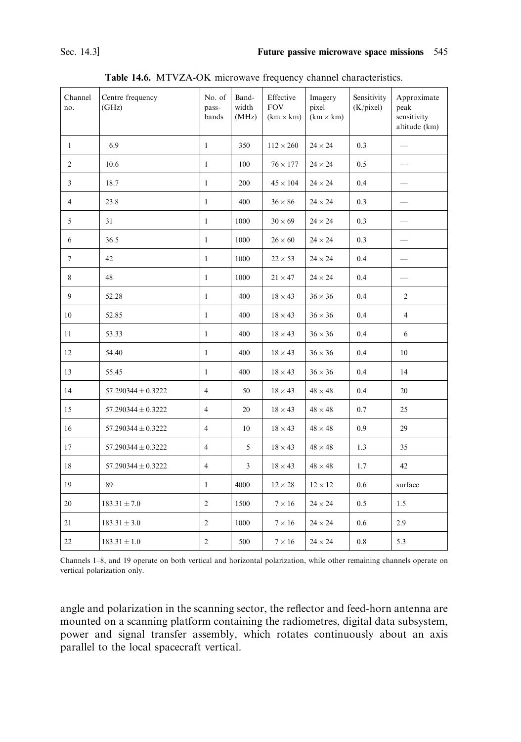**Table 14.6.** MTVZA-OK microwave frequency channel characteristics.

| Channel no. | Centre frequency (GHz) | No. of pass-bands | Band-width (MHz) | Effective FOV (km × km) | Imagery pixel (km × km) | Sensitivity (K/pixel) | Approximate peak sensitivity altitude (km) |
|---|---|---|---|---|---|---|---|
| 1 | 6.9 | 1 | 350 | $112 \times 260$ | $24 \times 24$ | 0.3 | — |
| 2 | 10.6 | 1 | 100 | $76 \times 177$ | $24 \times 24$ | 0.5 | — |
| 3 | 18.7 | 1 | 200 | $45 \times 104$ | $24 \times 24$ | 0.4 | — |
| 4 | 23.8 | 1 | 400 | $36 \times 86$ | $24 \times 24$ | 0.3 | — |
| 5 | 31 | 1 | 1000 | $30 \times 69$ | $24 \times 24$ | 0.3 | — |
| 6 | 36.5 | 1 | 1000 | $26 \times 60$ | $24 \times 24$ | 0.3 | — |
| 7 | 42 | 1 | 1000 | $22 \times 53$ | $24 \times 24$ | 0.4 | — |
| 8 | 48 | 1 | 1000 | $21 \times 47$ | $24 \times 24$ | 0.4 | — |
| 9 | 52.28 | 1 | 400 | $18 \times 43$ | $36 \times 36$ | 0.4 | 2 |
| 10 | 52.85 | 1 | 400 | $18 \times 43$ | $36 \times 36$ | 0.4 | 4 |
| 11 | 53.33 | 1 | 400 | $18 \times 43$ | $36 \times 36$ | 0.4 | 6 |
| 12 | 54.40 | 1 | 400 | $18 \times 43$ | $36 \times 36$ | 0.4 | 10 |
| 13 | 55.45 | 1 | 400 | $18 \times 43$ | $36 \times 36$ | 0.4 | 14 |
| 14 | $57.290344 \pm 0.3222$ | 4 | 50 | $18 \times 43$ | $48 \times 48$ | 0.4 | 20 |
| 15 | $57.290344 \pm 0.3222$ | 4 | 20 | $18 \times 43$ | $48 \times 48$ | 0.7 | 25 |
| 16 | $57.290344 \pm 0.3222$ | 4 | 10 | $18 \times 43$ | $48 \times 48$ | 0.9 | 29 |
| 17 | $57.290344 \pm 0.3222$ | 4 | 5 | $18 \times 43$ | $48 \times 48$ | 1.3 | 35 |
| 18 | $57.290344 \pm 0.3222$ | 4 | 3 | $18 \times 43$ | $48 \times 48$ | 1.7 | 42 |
| 19 | 89 | 1 | 4000 | $12 \times 28$ | $12 \times 12$ | 0.6 | surface |
| 20 | $183.31 \pm 7.0$ | 2 | 1500 | $7 \times 16$ | $24 \times 24$ | 0.5 | 1.5 |
| 21 | $183.31 \pm 3.0$ | 2 | 1000 | $7 \times 16$ | $24 \times 24$ | 0.6 | 2.9 |
| 22 | $183.31 \pm 1.0$ | 2 | 500 | $7 \times 16$ | $24 \times 24$ | 0.8 | 5.3 |

Channels 1–8, and 19 operate on both vertical and horizontal polarization, while other remaining channels operate on vertical polarization only.

angle and polarization in the scanning sector, the reflector and feed-horn antenna are mounted on a scanning platform containing the radiometres, digital data subsystem, power and signal transfer assembly, which rotates continuously about an axis parallel to the local spacecraft vertical.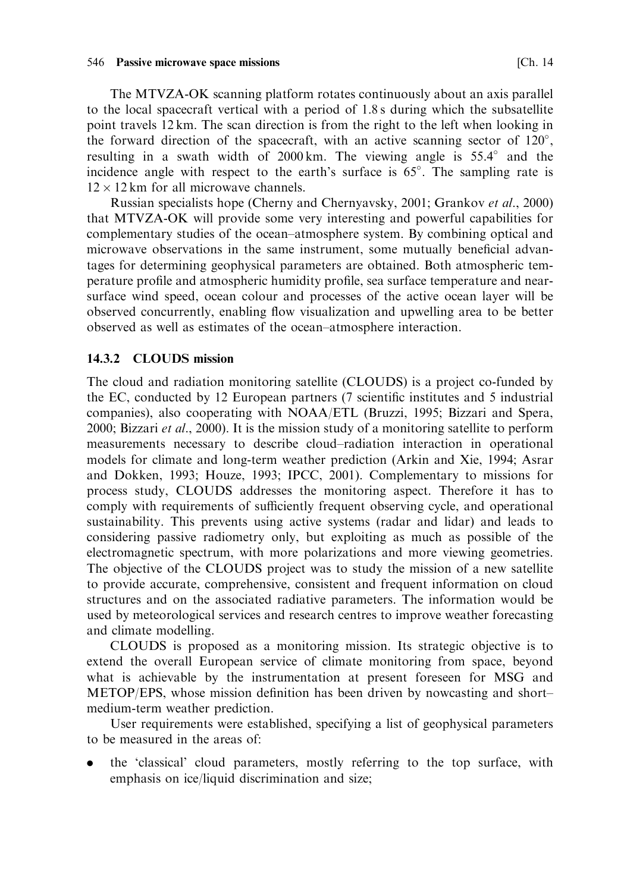The MTVZA-OK scanning platform rotates continuously about an axis parallel to the local spacecraft vertical with a period of 1.8 s during which the subsatellite point travels 12 km. The scan direction is from the right to the left when looking in the forward direction of the spacecraft, with an active scanning sector of 120°, resulting in a swath width of 2000 km. The viewing angle is 55.4° and the incidence angle with respect to the earth's surface is 65°. The sampling rate is $12 \times 12$ km for all microwave channels.

Russian specialists hope (Cherny and Chernyavsky, 2001; Grankov *et al.*, 2000) that MTVZA-OK will provide some very interesting and powerful capabilities for complementary studies of the ocean–atmosphere system. By combining optical and microwave observations in the same instrument, some mutually beneficial advantages for determining geophysical parameters are obtained. Both atmospheric temperature profile and atmospheric humidity profile, sea surface temperature and near-surface wind speed, ocean colour and processes of the active ocean layer will be observed concurrently, enabling flow visualization and upwelling area to be better observed as well as estimates of the ocean–atmosphere interaction.

### 14.3.2 CLOUDS mission

The cloud and radiation monitoring satellite (CLOUDS) is a project co-funded by the EC, conducted by 12 European partners (7 scientific institutes and 5 industrial companies), also cooperating with NOAA/ETL (Bruzzi, 1995; Bizzari and Spera, 2000; Bizzari *et al.*, 2000). It is the mission study of a monitoring satellite to perform measurements necessary to describe cloud–radiation interaction in operational models for climate and long-term weather prediction (Arkin and Xie, 1994; Asrar and Dokken, 1993; Houze, 1993; IPCC, 2001). Complementary to missions for process study, CLOUDS addresses the monitoring aspect. Therefore it has to comply with requirements of sufficiently frequent observing cycle, and operational sustainability. This prevents using active systems (radar and lidar) and leads to considering passive radiometry only, but exploiting as much as possible of the electromagnetic spectrum, with more polarizations and more viewing geometries. The objective of the CLOUDS project was to study the mission of a new satellite to provide accurate, comprehensive, consistent and frequent information on cloud structures and on the associated radiative parameters. The information would be used by meteorological services and research centres to improve weather forecasting and climate modelling.

CLOUDS is proposed as a monitoring mission. Its strategic objective is to extend the overall European service of climate monitoring from space, beyond what is achievable by the instrumentation at present foreseen for MSG and METOP/EPS, whose mission definition has been driven by nowcasting and short–medium-term weather prediction.

User requirements were established, specifying a list of geophysical parameters to be measured in the areas of:

- the 'classical' cloud parameters, mostly referring to the top surface, with emphasis on ice/liquid discrimination and size;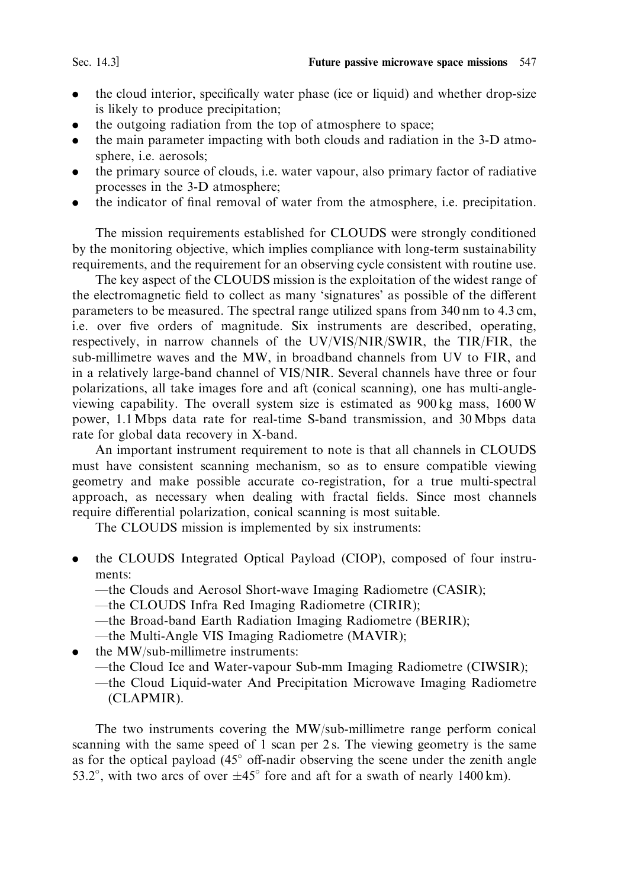- the cloud interior, specifically water phase (ice or liquid) and whether drop-size is likely to produce precipitation;
- the outgoing radiation from the top of atmosphere to space;
- the main parameter impacting with both clouds and radiation in the 3-D atmosphere, i.e. aerosols;
- the primary source of clouds, i.e. water vapour, also primary factor of radiative processes in the 3-D atmosphere;
- the indicator of final removal of water from the atmosphere, i.e. precipitation.

The mission requirements established for CLOUDS were strongly conditioned by the monitoring objective, which implies compliance with long-term sustainability requirements, and the requirement for an observing cycle consistent with routine use.

The key aspect of the CLOUDS mission is the exploitation of the widest range of the electromagnetic field to collect as many 'signatures' as possible of the different parameters to be measured. The spectral range utilized spans from 340 nm to 4.3 cm, i.e. over five orders of magnitude. Six instruments are described, operating, respectively, in narrow channels of the UV/VIS/NIR/SWIR, the TIR/FIR, the sub-millimetre waves and the MW, in broadband channels from UV to FIR, and in a relatively large-band channel of VIS/NIR. Several channels have three or four polarizations, all take images fore and aft (conical scanning), one has multi-angle-viewing capability. The overall system size is estimated as 900 kg mass, 1600 W power, 1.1 Mbps data rate for real-time S-band transmission, and 30 Mbps data rate for global data recovery in X-band.

An important instrument requirement to note is that all channels in CLOUDS must have consistent scanning mechanism, so as to ensure compatible viewing geometry and make possible accurate co-registration, for a true multi-spectral approach, as necessary when dealing with fractal fields. Since most channels require differential polarization, conical scanning is most suitable.

The CLOUDS mission is implemented by six instruments:

- the CLOUDS Integrated Optical Payload (CIOP), composed of four instruments:
  —the Clouds and Aerosol Short-wave Imaging Radiometre (CASIR);
  —the CLOUDS Infra Red Imaging Radiometre (CIRIR);
  —the Broad-band Earth Radiation Imaging Radiometre (BERIR);
  —the Multi-Angle VIS Imaging Radiometre (MAVIR);
- the MW/sub-millimetre instruments:
  —the Cloud Ice and Water-vapour Sub-mm Imaging Radiometre (CIWSIR);
  —the Cloud Liquid-water And Precipitation Microwave Imaging Radiometre (CLAPMIR).

The two instruments covering the MW/sub-millimetre range perform conical scanning with the same speed of 1 scan per 2 s. The viewing geometry is the same as for the optical payload (45° off-nadir observing the scene under the zenith angle 53.2°, with two arcs of over ±45° fore and aft for a swath of nearly 1400 km).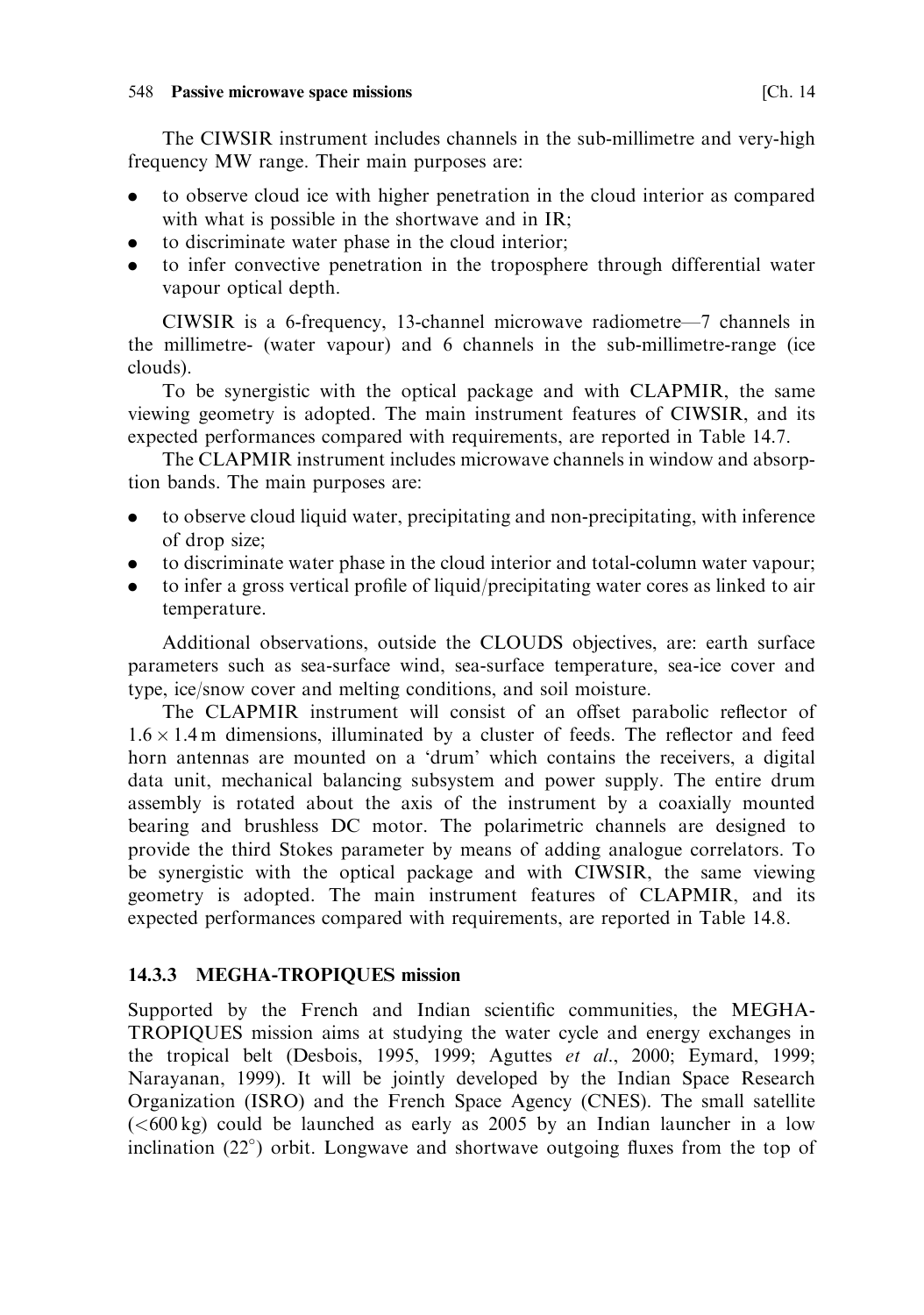The CIWSIR instrument includes channels in the sub-millimetre and very-high frequency MW range. Their main purposes are:

- to observe cloud ice with higher penetration in the cloud interior as compared with what is possible in the shortwave and in IR;
- to discriminate water phase in the cloud interior;
- to infer convective penetration in the troposphere through differential water vapour optical depth.

CIWSIR is a 6-frequency, 13-channel microwave radiometre—7 channels in the millimetre- (water vapour) and 6 channels in the sub-millimetre-range (ice clouds).

To be synergistic with the optical package and with CLAPMIR, the same viewing geometry is adopted. The main instrument features of CIWSIR, and its expected performances compared with requirements, are reported in Table 14.7.

The CLAPMIR instrument includes microwave channels in window and absorption bands. The main purposes are:

- to observe cloud liquid water, precipitating and non-precipitating, with inference of drop size;
- to discriminate water phase in the cloud interior and total-column water vapour;
- to infer a gross vertical profile of liquid/precipitating water cores as linked to air temperature.

Additional observations, outside the CLOUDS objectives, are: earth surface parameters such as sea-surface wind, sea-surface temperature, sea-ice cover and type, ice/snow cover and melting conditions, and soil moisture.

The CLAPMIR instrument will consist of an offset parabolic reflector of $1.6 \times 1.4$ m dimensions, illuminated by a cluster of feeds. The reflector and feed horn antennas are mounted on a 'drum' which contains the receivers, a digital data unit, mechanical balancing subsystem and power supply. The entire drum assembly is rotated about the axis of the instrument by a coaxially mounted bearing and brushless DC motor. The polarimetric channels are designed to provide the third Stokes parameter by means of adding analogue correlators. To be synergistic with the optical package and with CIWSIR, the same viewing geometry is adopted. The main instrument features of CLAPMIR, and its expected performances compared with requirements, are reported in Table 14.8.

### 14.3.3 MEGHA-TROPIQUES mission

Supported by the French and Indian scientific communities, the MEGHA-TROPIQUES mission aims at studying the water cycle and energy exchanges in the tropical belt (Desbois, 1995, 1999; Aguttes *et al.*, 2000; Eymard, 1999; Narayanan, 1999). It will be jointly developed by the Indian Space Research Organization (ISRO) and the French Space Agency (CNES). The small satellite ($<$600 kg) could be launched as early as 2005 by an Indian launcher in a low inclination (22°) orbit. Longwave and shortwave outgoing fluxes from the top of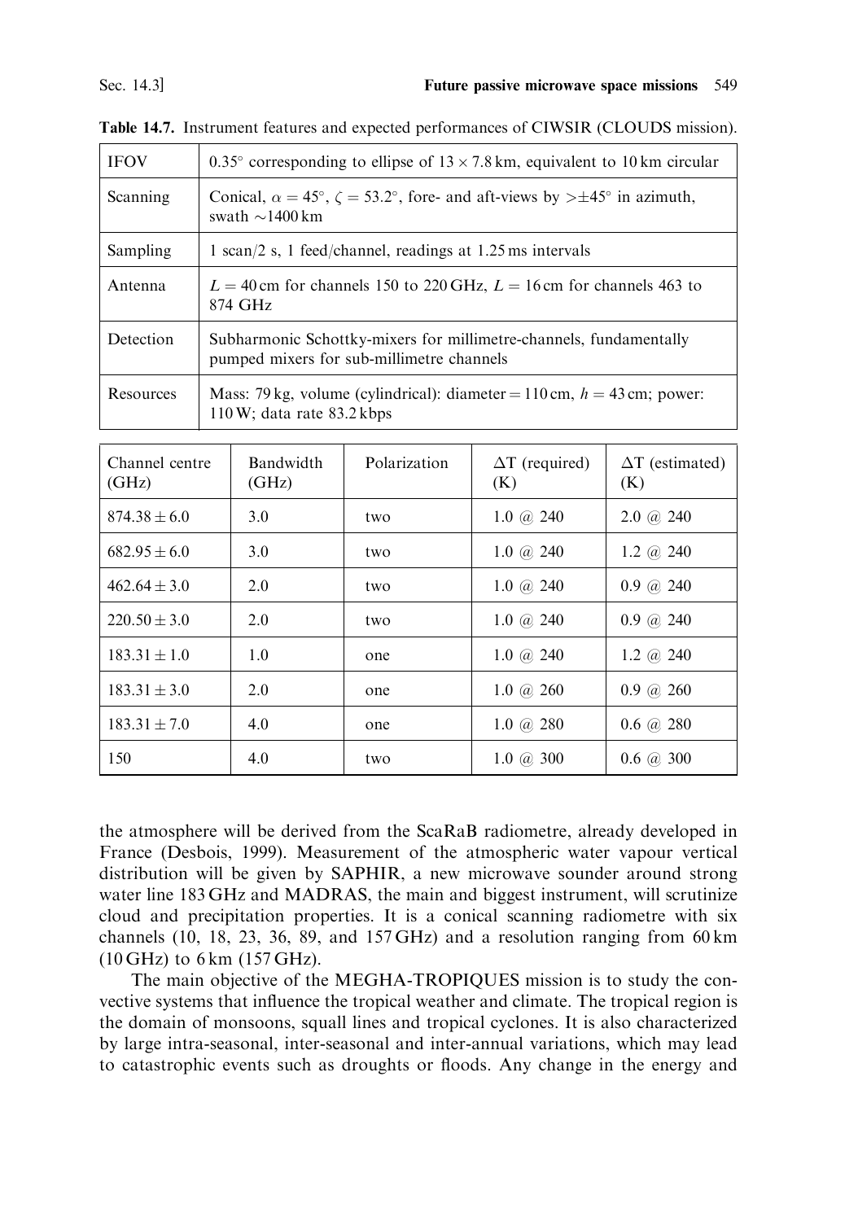Table 14.7. Instrument features and expected performances of CIWSIR (CLOUDS mission).

| | |
|---|---|
| IFOV | $0.35^\circ$ corresponding to ellipse of $13 \times 7.8$ km, equivalent to 10 km circular |
| Scanning | Conical, $\alpha = 45^\circ$, $\zeta = 53.2^\circ$, fore- and aft-views by $> \pm 45^\circ$ in azimuth, swath $\sim$1400 km |
| Sampling | 1 scan/2 s, 1 feed/channel, readings at 1.25 ms intervals |
| Antenna | $L = 40$ cm for channels 150 to 220 GHz, $L = 16$ cm for channels 463 to 874 GHz |
| Detection | Subharmonic Schottky-mixers for millimetre-channels, fundamentally pumped mixers for sub-millimetre channels |
| Resources | Mass: 79 kg, volume (cylindrical): diameter = 110 cm, $h = 43$ cm; power: 110 W; data rate 83.2 kbps |

| Channel centre (GHz) | Bandwidth (GHz) | Polarization | $\Delta T$ (required) (K) | $\Delta T$ (estimated) (K) |
|---|---|---|---|---|
| $874.38 \pm 6.0$ | 3.0 | two | 1.0 @ 240 | 2.0 @ 240 |
| $682.95 \pm 6.0$ | 3.0 | two | 1.0 @ 240 | 1.2 @ 240 |
| $462.64 \pm 3.0$ | 2.0 | two | 1.0 @ 240 | 0.9 @ 240 |
| $220.50 \pm 3.0$ | 2.0 | two | 1.0 @ 240 | 0.9 @ 240 |
| $183.31 \pm 1.0$ | 1.0 | one | 1.0 @ 240 | 1.2 @ 240 |
| $183.31 \pm 3.0$ | 2.0 | one | 1.0 @ 260 | 0.9 @ 260 |
| $183.31 \pm 7.0$ | 4.0 | one | 1.0 @ 280 | 0.6 @ 280 |
| 150 | 4.0 | two | 1.0 @ 300 | 0.6 @ 300 |

the atmosphere will be derived from the ScaRaB radiometre, already developed in France (Desbois, 1999). Measurement of the atmospheric water vapour vertical distribution will be given by SAPHIR, a new microwave sounder around strong water line 183 GHz and MADRAS, the main and biggest instrument, will scrutinize cloud and precipitation properties. It is a conical scanning radiometre with six channels (10, 18, 23, 36, 89, and 157 GHz) and a resolution ranging from 60 km (10 GHz) to 6 km (157 GHz).

The main objective of the MEGHA-TROPIQUES mission is to study the convective systems that influence the tropical weather and climate. The tropical region is the domain of monsoons, squall lines and tropical cyclones. It is also characterized by large intra-seasonal, inter-seasonal and inter-annual variations, which may lead to catastrophic events such as droughts or floods. Any change in the energy and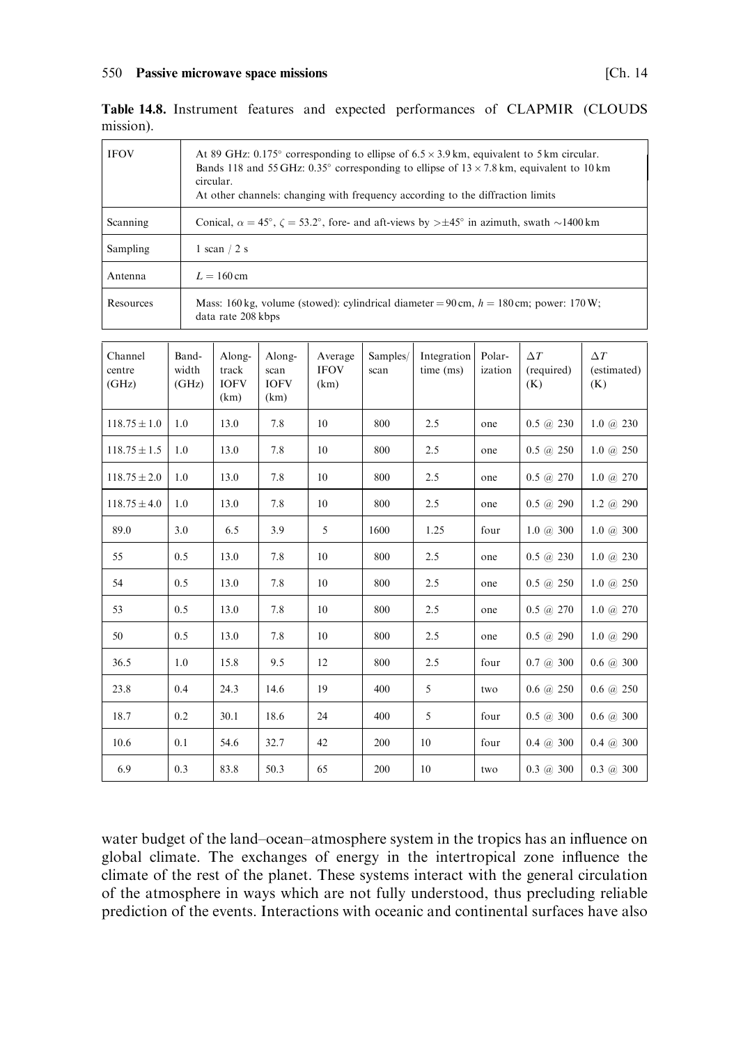**Table 14.8.** Instrument features and expected performances of CLAPMIR (CLOUDS mission).

| | |
|---|---|
| IFOV | At 89 GHz: 0.175° corresponding to ellipse of $6.5 \times 3.9$ km, equivalent to 5 km circular. Bands 118 and 55 GHz: 0.35° corresponding to ellipse of $13 \times 7.8$ km, equivalent to 10 km circular. At other channels: changing with frequency according to the diffraction limits |
| Scanning | Conical, $\alpha = 45°$, $\zeta = 53.2°$, fore- and aft-views by $> \pm 45°$ in azimuth, swath $\sim$1400 km |
| Sampling | 1 scan / 2 s |
| Antenna | $L = 160$ cm |
| Resources | Mass: 160 kg, volume (stowed): cylindrical diameter = 90 cm, $h = 180$ cm; power: 170 W; data rate 208 kbps |

| Channel centre (GHz) | Band-width (GHz) | Along-track IOFV (km) | Along-scan IOFV (km) | Average IFOV (km) | Samples/scan | Integration time (ms) | Polar-ization | $\Delta T$ (required) (K) | $\Delta T$ (estimated) (K) |
|---|---|---|---|---|---|---|---|---|---|
| $118.75 \pm 1.0$ | 1.0 | 13.0 | 7.8 | 10 | 800 | 2.5 | one | 0.5 @ 230 | 1.0 @ 230 |
| $118.75 \pm 1.5$ | 1.0 | 13.0 | 7.8 | 10 | 800 | 2.5 | one | 0.5 @ 250 | 1.0 @ 250 |
| $118.75 \pm 2.0$ | 1.0 | 13.0 | 7.8 | 10 | 800 | 2.5 | one | 0.5 @ 270 | 1.0 @ 270 |
| $118.75 \pm 4.0$ | 1.0 | 13.0 | 7.8 | 10 | 800 | 2.5 | one | 0.5 @ 290 | 1.2 @ 290 |
| 89.0 | 3.0 | 6.5 | 3.9 | 5 | 1600 | 1.25 | four | 1.0 @ 300 | 1.0 @ 300 |
| 55 | 0.5 | 13.0 | 7.8 | 10 | 800 | 2.5 | one | 0.5 @ 230 | 1.0 @ 230 |
| 54 | 0.5 | 13.0 | 7.8 | 10 | 800 | 2.5 | one | 0.5 @ 250 | 1.0 @ 250 |
| 53 | 0.5 | 13.0 | 7.8 | 10 | 800 | 2.5 | one | 0.5 @ 270 | 1.0 @ 270 |
| 50 | 0.5 | 13.0 | 7.8 | 10 | 800 | 2.5 | one | 0.5 @ 290 | 1.0 @ 290 |
| 36.5 | 1.0 | 15.8 | 9.5 | 12 | 800 | 2.5 | four | 0.7 @ 300 | 0.6 @ 300 |
| 23.8 | 0.4 | 24.3 | 14.6 | 19 | 400 | 5 | two | 0.6 @ 250 | 0.6 @ 250 |
| 18.7 | 0.2 | 30.1 | 18.6 | 24 | 400 | 5 | four | 0.5 @ 300 | 0.6 @ 300 |
| 10.6 | 0.1 | 54.6 | 32.7 | 42 | 200 | 10 | four | 0.4 @ 300 | 0.4 @ 300 |
| 6.9 | 0.3 | 83.8 | 50.3 | 65 | 200 | 10 | two | 0.3 @ 300 | 0.3 @ 300 |

water budget of the land–ocean–atmosphere system in the tropics has an influence on global climate. The exchanges of energy in the intertropical zone influence the climate of the rest of the planet. These systems interact with the general circulation of the atmosphere in ways which are not fully understood, thus precluding reliable prediction of the events. Interactions with oceanic and continental surfaces have also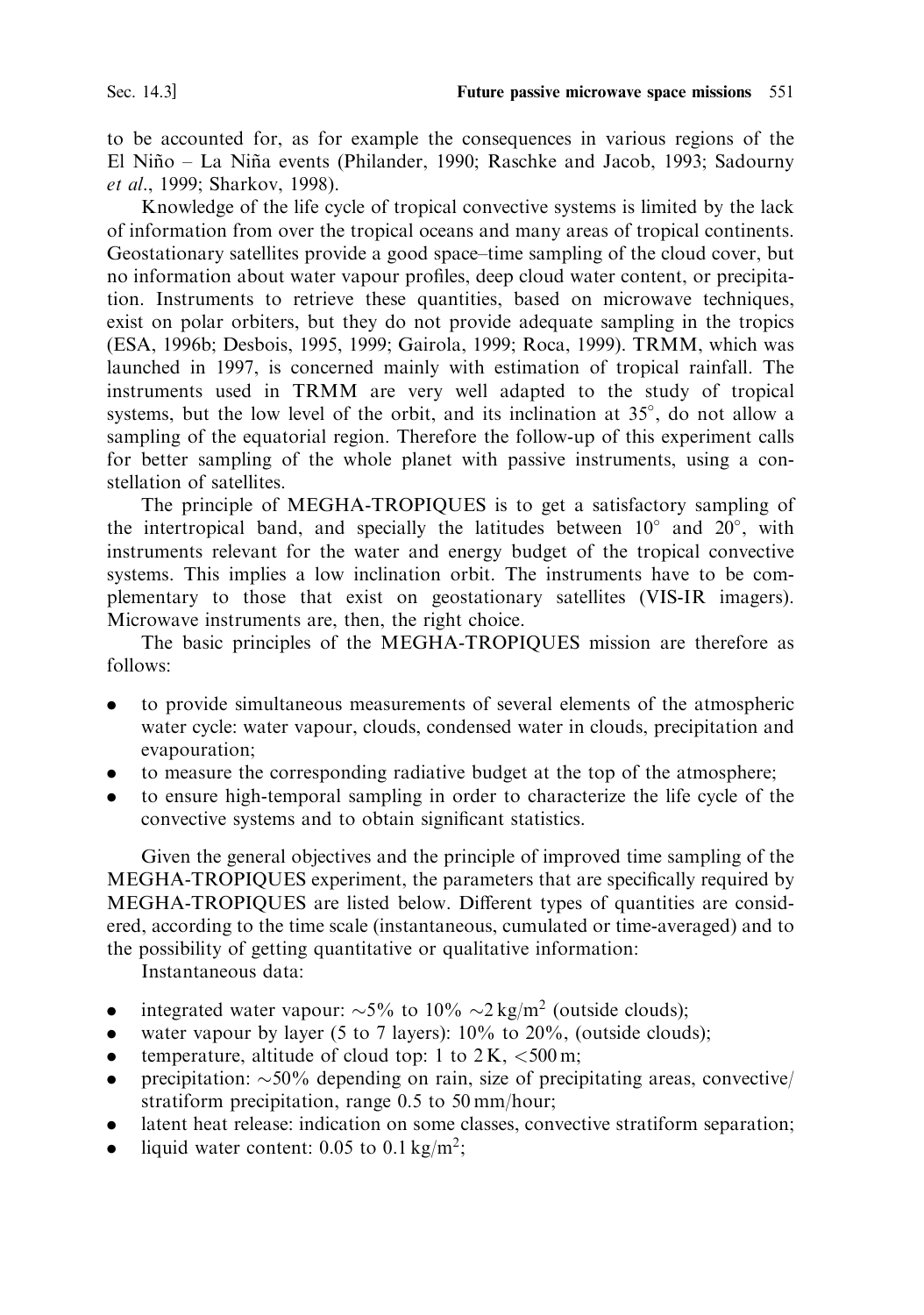to be accounted for, as for example the consequences in various regions of the El Niño – La Niña events (Philander, 1990; Raschke and Jacob, 1993; Sadourny *et al*., 1999; Sharkov, 1998).

Knowledge of the life cycle of tropical convective systems is limited by the lack of information from over the tropical oceans and many areas of tropical continents. Geostationary satellites provide a good space–time sampling of the cloud cover, but no information about water vapour profiles, deep cloud water content, or precipitation. Instruments to retrieve these quantities, based on microwave techniques, exist on polar orbiters, but they do not provide adequate sampling in the tropics (ESA, 1996b; Desbois, 1995, 1999; Gairola, 1999; Roca, 1999). TRMM, which was launched in 1997, is concerned mainly with estimation of tropical rainfall. The instruments used in TRMM are very well adapted to the study of tropical systems, but the low level of the orbit, and its inclination at 35°, do not allow a sampling of the equatorial region. Therefore the follow-up of this experiment calls for better sampling of the whole planet with passive instruments, using a constellation of satellites.

The principle of MEGHA-TROPIQUES is to get a satisfactory sampling of the intertropical band, and specially the latitudes between 10° and 20°, with instruments relevant for the water and energy budget of the tropical convective systems. This implies a low inclination orbit. The instruments have to be complementary to those that exist on geostationary satellites (VIS-IR imagers). Microwave instruments are, then, the right choice.

The basic principles of the MEGHA-TROPIQUES mission are therefore as follows:

- to provide simultaneous measurements of several elements of the atmospheric water cycle: water vapour, clouds, condensed water in clouds, precipitation and evapouration;
- to measure the corresponding radiative budget at the top of the atmosphere;
- to ensure high-temporal sampling in order to characterize the life cycle of the convective systems and to obtain significant statistics.

Given the general objectives and the principle of improved time sampling of the MEGHA-TROPIQUES experiment, the parameters that are specifically required by MEGHA-TROPIQUES are listed below. Different types of quantities are considered, according to the time scale (instantaneous, cumulated or time-averaged) and to the possibility of getting quantitative or qualitative information:

Instantaneous data:

- integrated water vapour: ~5% to 10% ~2 kg/m$^2$ (outside clouds);
- water vapour by layer (5 to 7 layers): 10% to 20%, (outside clouds);
- temperature, altitude of cloud top: 1 to 2 K, <500 m;
- precipitation: ~50% depending on rain, size of precipitating areas, convective/stratiform precipitation, range 0.5 to 50 mm/hour;
- latent heat release: indication on some classes, convective stratiform separation;
- liquid water content: 0.05 to 0.1 kg/m$^2$;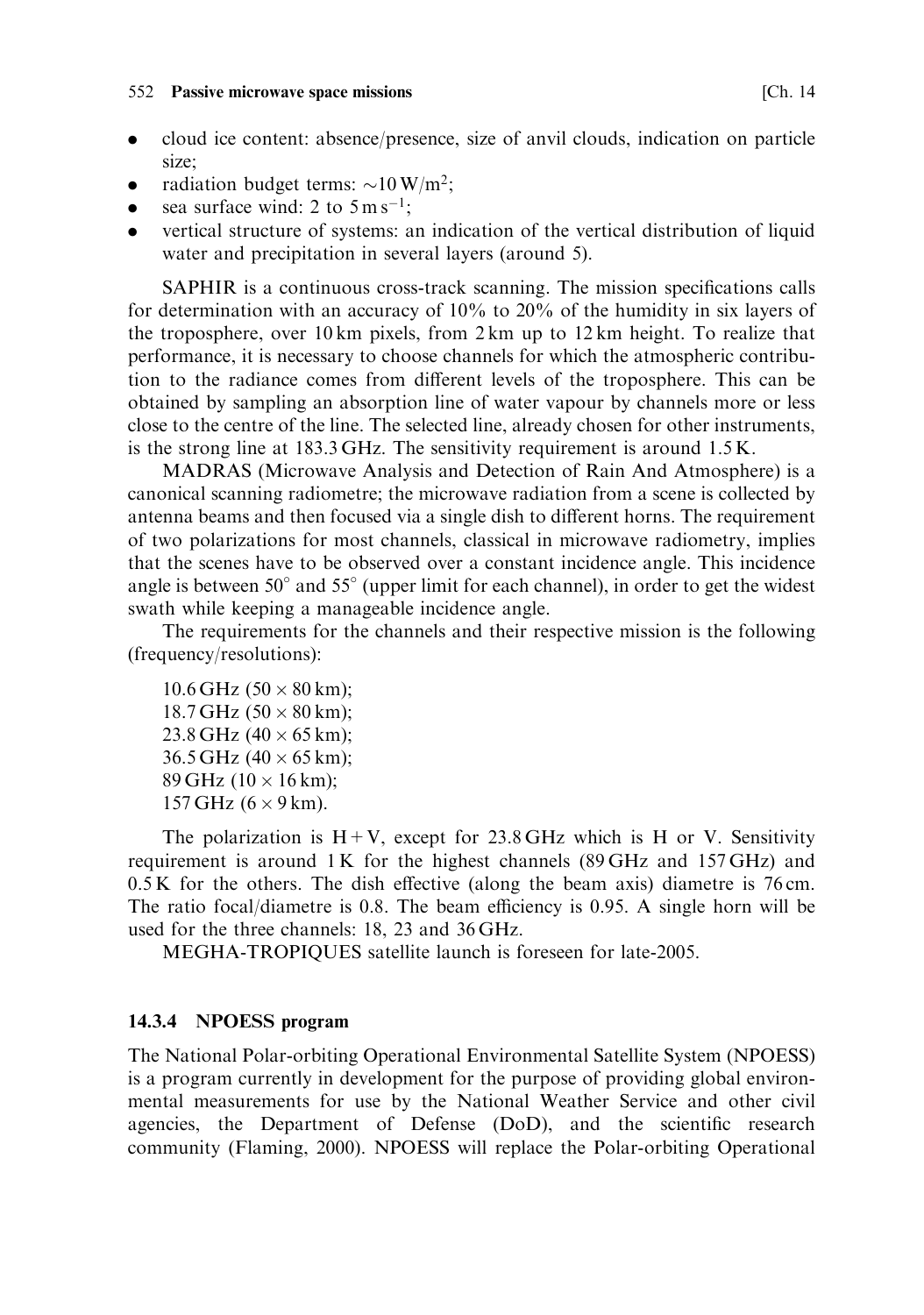- cloud ice content: absence/presence, size of anvil clouds, indication on particle size;
- radiation budget terms: $\sim 10\,\text{W/m}^2$;
- sea surface wind: 2 to $5\,\text{m}\,\text{s}^{-1}$;
- vertical structure of systems: an indication of the vertical distribution of liquid water and precipitation in several layers (around 5).

SAPHIR is a continuous cross-track scanning. The mission specifications calls for determination with an accuracy of 10% to 20% of the humidity in six layers of the troposphere, over 10 km pixels, from 2 km up to 12 km height. To realize that performance, it is necessary to choose channels for which the atmospheric contribution to the radiance comes from different levels of the troposphere. This can be obtained by sampling an absorption line of water vapour by channels more or less close to the centre of the line. The selected line, already chosen for other instruments, is the strong line at 183.3 GHz. The sensitivity requirement is around 1.5 K.

MADRAS (Microwave Analysis and Detection of Rain And Atmosphere) is a canonical scanning radiometre; the microwave radiation from a scene is collected by antenna beams and then focused via a single dish to different horns. The requirement of two polarizations for most channels, classical in microwave radiometry, implies that the scenes have to be observed over a constant incidence angle. This incidence angle is between 50° and 55° (upper limit for each channel), in order to get the widest swath while keeping a manageable incidence angle.

The requirements for the channels and their respective mission is the following (frequency/resolutions):

10.6 GHz ($50 \times 80$ km);
18.7 GHz ($50 \times 80$ km);
23.8 GHz ($40 \times 65$ km);
36.5 GHz ($40 \times 65$ km);
89 GHz ($10 \times 16$ km);
157 GHz ($6 \times 9$ km).

The polarization is H + V, except for 23.8 GHz which is H or V. Sensitivity requirement is around 1 K for the highest channels (89 GHz and 157 GHz) and 0.5 K for the others. The dish effective (along the beam axis) diametre is 76 cm. The ratio focal/diametre is 0.8. The beam efficiency is 0.95. A single horn will be used for the three channels: 18, 23 and 36 GHz.

MEGHA-TROPIQUES satellite launch is foreseen for late-2005.

### 14.3.4 NPOESS program

The National Polar-orbiting Operational Environmental Satellite System (NPOESS) is a program currently in development for the purpose of providing global environmental measurements for use by the National Weather Service and other civil agencies, the Department of Defense (DoD), and the scientific research community (Flaming, 2000). NPOESS will replace the Polar-orbiting Operational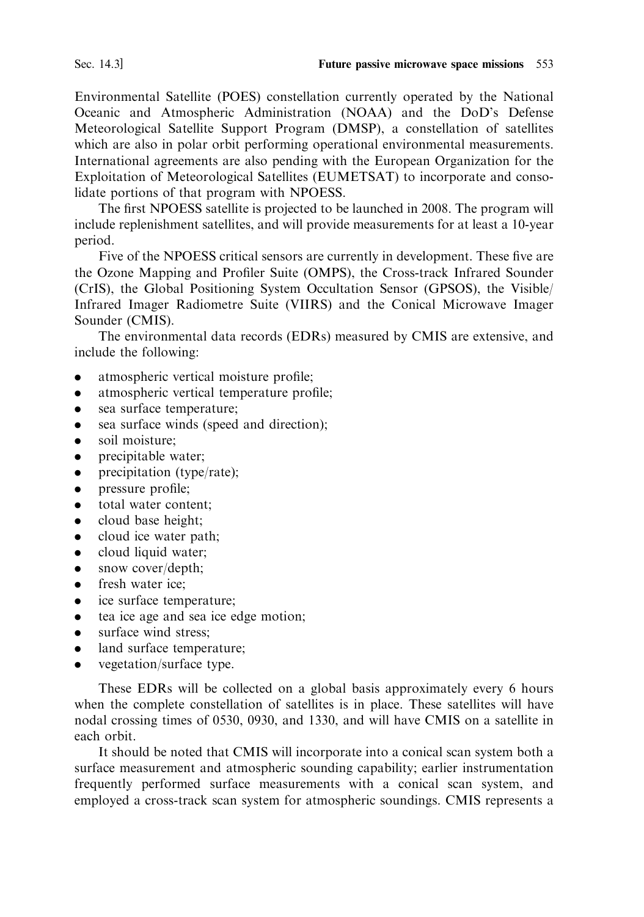Environmental Satellite (POES) constellation currently operated by the National Oceanic and Atmospheric Administration (NOAA) and the DoD's Defense Meteorological Satellite Support Program (DMSP), a constellation of satellites which are also in polar orbit performing operational environmental measurements. International agreements are also pending with the European Organization for the Exploitation of Meteorological Satellites (EUMETSAT) to incorporate and consolidate portions of that program with NPOESS.

The first NPOESS satellite is projected to be launched in 2008. The program will include replenishment satellites, and will provide measurements for at least a 10-year period.

Five of the NPOESS critical sensors are currently in development. These five are the Ozone Mapping and Profiler Suite (OMPS), the Cross-track Infrared Sounder (CrIS), the Global Positioning System Occultation Sensor (GPSOS), the Visible/Infrared Imager Radiometre Suite (VIIRS) and the Conical Microwave Imager Sounder (CMIS).

The environmental data records (EDRs) measured by CMIS are extensive, and include the following:

- atmospheric vertical moisture profile;
- atmospheric vertical temperature profile;
- sea surface temperature;
- sea surface winds (speed and direction);
- soil moisture;
- precipitable water;
- precipitation (type/rate);
- pressure profile;
- total water content;
- cloud base height;
- cloud ice water path;
- cloud liquid water;
- snow cover/depth;
- fresh water ice;
- ice surface temperature;
- tea ice age and sea ice edge motion;
- surface wind stress;
- land surface temperature;
- vegetation/surface type.

These EDRs will be collected on a global basis approximately every 6 hours when the complete constellation of satellites is in place. These satellites will have nodal crossing times of 0530, 0930, and 1330, and will have CMIS on a satellite in each orbit.

It should be noted that CMIS will incorporate into a conical scan system both a surface measurement and atmospheric sounding capability; earlier instrumentation frequently performed surface measurements with a conical scan system, and employed a cross-track scan system for atmospheric soundings. CMIS represents a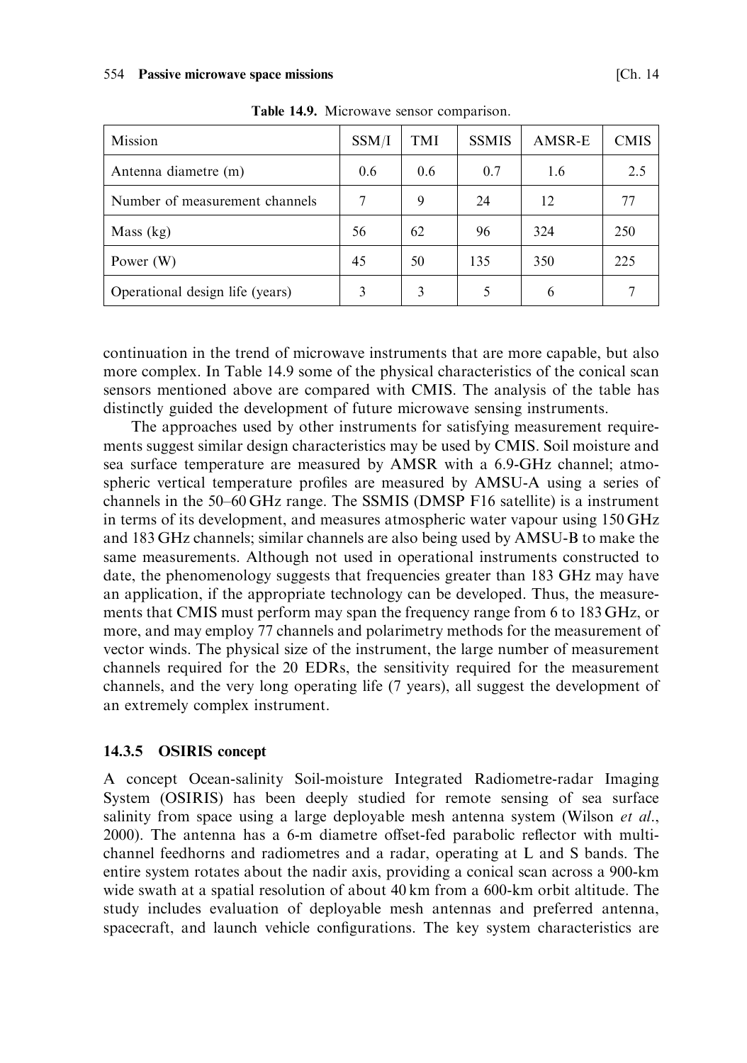**Table 14.9.** Microwave sensor comparison.

| Mission | SSM/I | TMI | SSMIS | AMSR-E | CMIS |
|---|---|---|---|---|---|
| Antenna diametre (m) | 0.6 | 0.6 | 0.7 | 1.6 | 2.5 |
| Number of measurement channels | 7 | 9 | 24 | 12 | 77 |
| Mass (kg) | 56 | 62 | 96 | 324 | 250 |
| Power (W) | 45 | 50 | 135 | 350 | 225 |
| Operational design life (years) | 3 | 3 | 5 | 6 | 7 |

continuation in the trend of microwave instruments that are more capable, but also more complex. In Table 14.9 some of the physical characteristics of the conical scan sensors mentioned above are compared with CMIS. The analysis of the table has distinctly guided the development of future microwave sensing instruments.

The approaches used by other instruments for satisfying measurement requirements suggest similar design characteristics may be used by CMIS. Soil moisture and sea surface temperature are measured by AMSR with a 6.9-GHz channel; atmospheric vertical temperature profiles are measured by AMSU-A using a series of channels in the 50–60 GHz range. The SSMIS (DMSP F16 satellite) is a instrument in terms of its development, and measures atmospheric water vapour using 150 GHz and 183 GHz channels; similar channels are also being used by AMSU-B to make the same measurements. Although not used in operational instruments constructed to date, the phenomenology suggests that frequencies greater than 183 GHz may have an application, if the appropriate technology can be developed. Thus, the measurements that CMIS must perform may span the frequency range from 6 to 183 GHz, or more, and may employ 77 channels and polarimetry methods for the measurement of vector winds. The physical size of the instrument, the large number of measurement channels required for the 20 EDRs, the sensitivity required for the measurement channels, and the very long operating life (7 years), all suggest the development of an extremely complex instrument.

### 14.3.5 OSIRIS concept

A concept Ocean-salinity Soil-moisture Integrated Radiometre-radar Imaging System (OSIRIS) has been deeply studied for remote sensing of sea surface salinity from space using a large deployable mesh antenna system (Wilson *et al.*, 2000). The antenna has a 6-m diametre offset-fed parabolic reflector with multichannel feedhorns and radiometres and a radar, operating at L and S bands. The entire system rotates about the nadir axis, providing a conical scan across a 900-km wide swath at a spatial resolution of about 40 km from a 600-km orbit altitude. The study includes evaluation of deployable mesh antennas and preferred antenna, spacecraft, and launch vehicle configurations. The key system characteristics are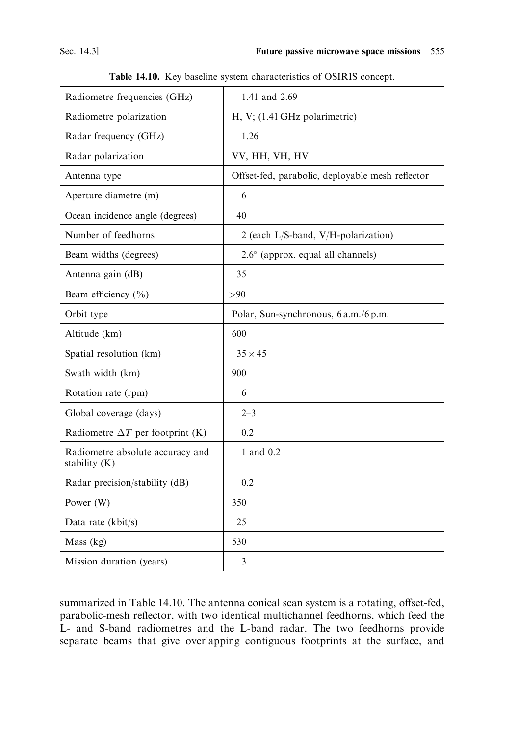Table 14.10. Key baseline system characteristics of OSIRIS concept.

| | |
|---|---|
| Radiometre frequencies (GHz) | 1.41 and 2.69 |
| Radiometre polarization | H, V; (1.41 GHz polarimetric) |
| Radar frequency (GHz) | 1.26 |
| Radar polarization | VV, HH, VH, HV |
| Antenna type | Offset-fed, parabolic, deployable mesh reflector |
| Aperture diametre (m) | 6 |
| Ocean incidence angle (degrees) | 40 |
| Number of feedhorns | 2 (each L/S-band, V/H-polarization) |
| Beam widths (degrees) | 2.6° (approx. equal all channels) |
| Antenna gain (dB) | 35 |
| Beam efficiency (%) | >90 |
| Orbit type | Polar, Sun-synchronous, 6 a.m./6 p.m. |
| Altitude (km) | 600 |
| Spatial resolution (km) | $35 \times 45$ |
| Swath width (km) | 900 |
| Rotation rate (rpm) | 6 |
| Global coverage (days) | 2–3 |
| Radiometre $\Delta T$ per footprint (K) | 0.2 |
| Radiometre absolute accuracy and stability (K) | 1 and 0.2 |
| Radar precision/stability (dB) | 0.2 |
| Power (W) | 350 |
| Data rate (kbit/s) | 25 |
| Mass (kg) | 530 |
| Mission duration (years) | 3 |

summarized in Table 14.10. The antenna conical scan system is a rotating, offset-fed, parabolic-mesh reflector, with two identical multichannel feedhorns, which feed the L- and S-band radiometres and the L-band radar. The two feedhorns provide separate beams that give overlapping contiguous footprints at the surface, and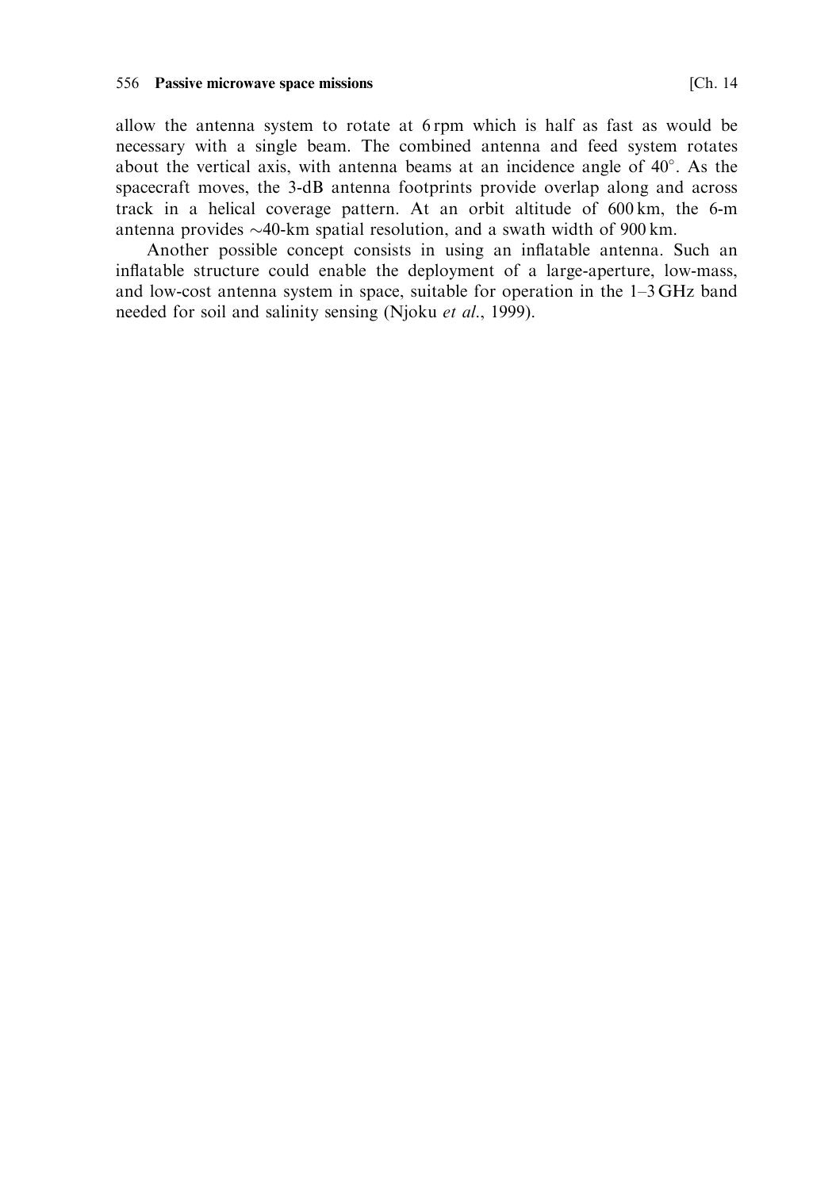allow the antenna system to rotate at 6 rpm which is half as fast as would be necessary with a single beam. The combined antenna and feed system rotates about the vertical axis, with antenna beams at an incidence angle of 40°. As the spacecraft moves, the 3-dB antenna footprints provide overlap along and across track in a helical coverage pattern. At an orbit altitude of 600 km, the 6-m antenna provides ~40-km spatial resolution, and a swath width of 900 km.

Another possible concept consists in using an inflatable antenna. Such an inflatable structure could enable the deployment of a large-aperture, low-mass, and low-cost antenna system in space, suitable for operation in the 1–3 GHz band needed for soil and salinity sensing (Njoku *et al.*, 1999).